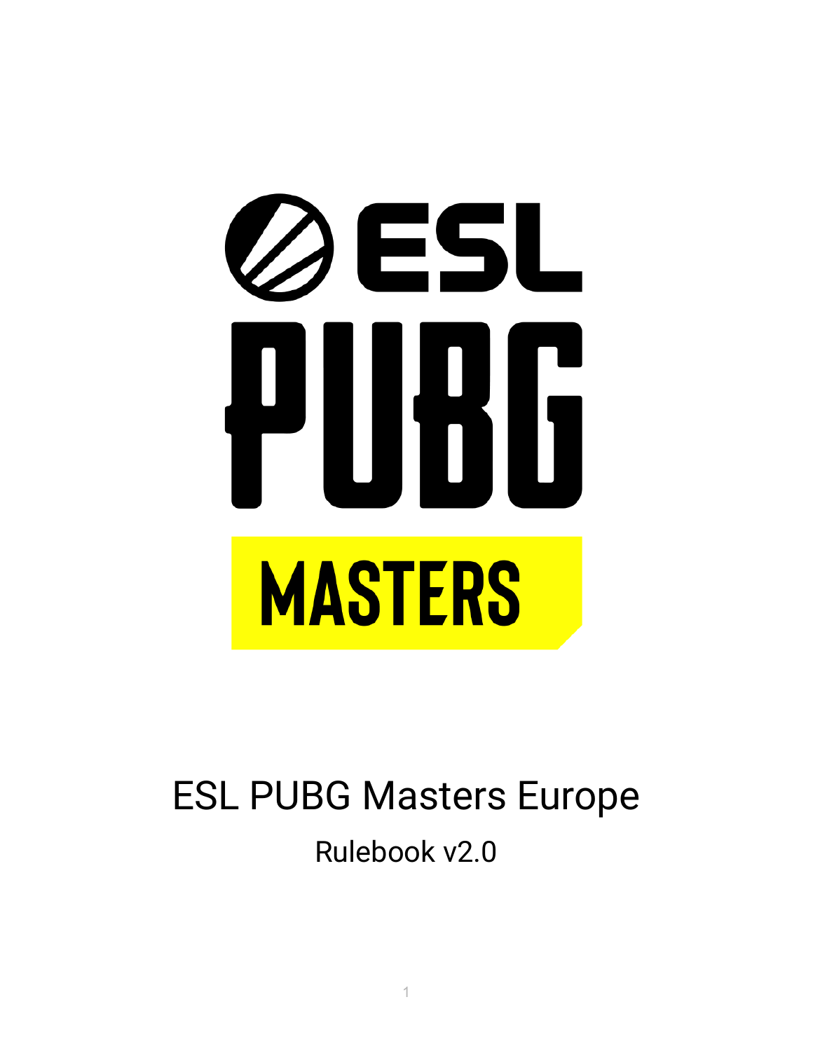# ESL PUBG Masters Europe

Rulebook v2.0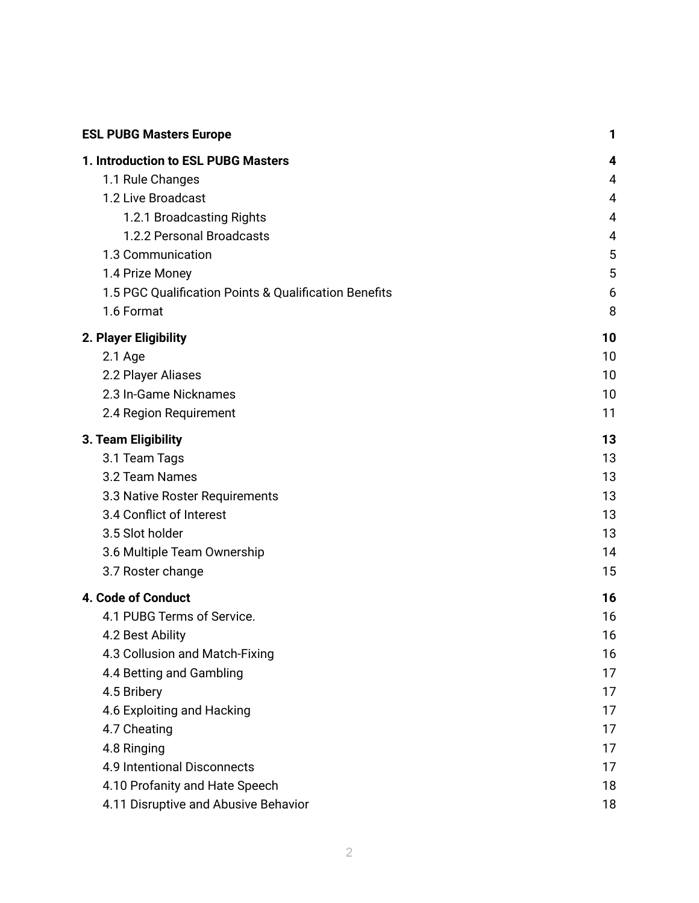| | |
|---|---|
| **ESL PUBG Masters Europe** | **1** |
| **1. Introduction to ESL PUBG Masters** | **4** |
| 1.1 Rule Changes | 4 |
| 1.2 Live Broadcast | 4 |
| 1.2.1 Broadcasting Rights | 4 |
| 1.2.2 Personal Broadcasts | 4 |
| 1.3 Communication | 5 |
| 1.4 Prize Money | 5 |
| 1.5 PGC Qualification Points & Qualification Benefits | 6 |
| 1.6 Format | 8 |
| **2. Player Eligibility** | **10** |
| 2.1 Age | 10 |
| 2.2 Player Aliases | 10 |
| 2.3 In-Game Nicknames | 10 |
| 2.4 Region Requirement | 11 |
| **3. Team Eligibility** | **13** |
| 3.1 Team Tags | 13 |
| 3.2 Team Names | 13 |
| 3.3 Native Roster Requirements | 13 |
| 3.4 Conflict of Interest | 13 |
| 3.5 Slot holder | 13 |
| 3.6 Multiple Team Ownership | 14 |
| 3.7 Roster change | 15 |
| **4. Code of Conduct** | **16** |
| 4.1 PUBG Terms of Service. | 16 |
| 4.2 Best Ability | 16 |
| 4.3 Collusion and Match-Fixing | 16 |
| 4.4 Betting and Gambling | 17 |
| 4.5 Bribery | 17 |
| 4.6 Exploiting and Hacking | 17 |
| 4.7 Cheating | 17 |
| 4.8 Ringing | 17 |
| 4.9 Intentional Disconnects | 17 |
| 4.10 Profanity and Hate Speech | 18 |
| 4.11 Disruptive and Abusive Behavior | 18 |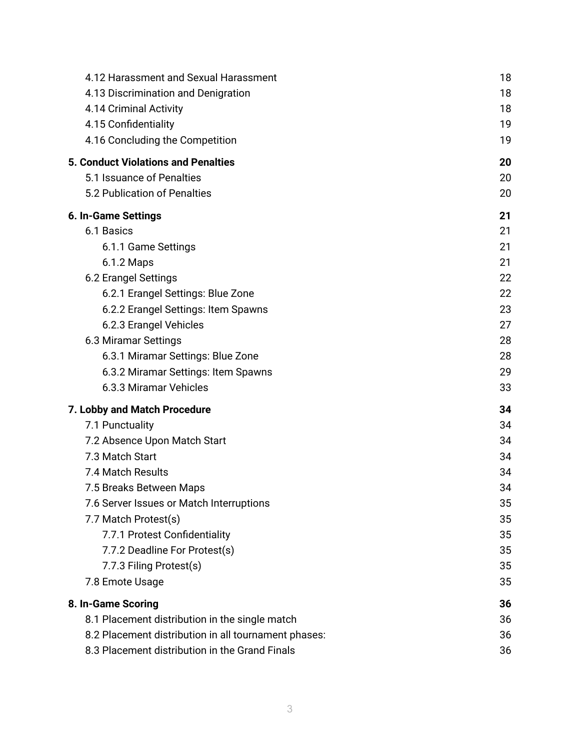- 4.12 Harassment and Sexual Harassment 18
- 4.13 Discrimination and Denigration 18
- 4.14 Criminal Activity 18
- 4.15 Confidentiality 19
- 4.16 Concluding the Competition 19

**5. Conduct Violations and Penalties 20**

- 5.1 Issuance of Penalties 20
- 5.2 Publication of Penalties 20

**6. In-Game Settings 21**

- 6.1 Basics 21
  - 6.1.1 Game Settings 21
  - 6.1.2 Maps 21
- 6.2 Erangel Settings 22
  - 6.2.1 Erangel Settings: Blue Zone 22
  - 6.2.2 Erangel Settings: Item Spawns 23
  - 6.2.3 Erangel Vehicles 27
- 6.3 Miramar Settings 28
  - 6.3.1 Miramar Settings: Blue Zone 28
  - 6.3.2 Miramar Settings: Item Spawns 29
  - 6.3.3 Miramar Vehicles 33

**7. Lobby and Match Procedure 34**

- 7.1 Punctuality 34
- 7.2 Absence Upon Match Start 34
- 7.3 Match Start 34
- 7.4 Match Results 34
- 7.5 Breaks Between Maps 34
- 7.6 Server Issues or Match Interruptions 35
- 7.7 Match Protest(s) 35
  - 7.7.1 Protest Confidentiality 35
  - 7.7.2 Deadline For Protest(s) 35
  - 7.7.3 Filing Protest(s) 35
- 7.8 Emote Usage 35

**8. In-Game Scoring 36**

- 8.1 Placement distribution in the single match 36
- 8.2 Placement distribution in all tournament phases: 36
- 8.3 Placement distribution in the Grand Finals 36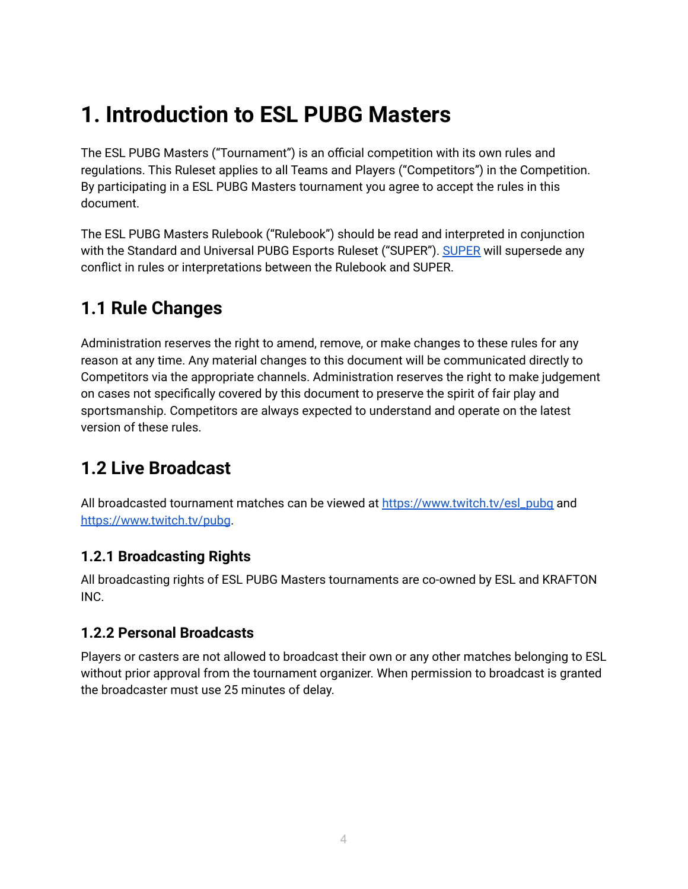# 1. Introduction to ESL PUBG Masters

The ESL PUBG Masters (“Tournament”) is an official competition with its own rules and regulations. This Ruleset applies to all Teams and Players (“Competitors”) in the Competition. By participating in a ESL PUBG Masters tournament you agree to accept the rules in this document.

The ESL PUBG Masters Rulebook (“Rulebook”) should be read and interpreted in conjunction with the Standard and Universal PUBG Esports Ruleset (“SUPER”). SUPER will supersede any conflict in rules or interpretations between the Rulebook and SUPER.

## 1.1 Rule Changes

Administration reserves the right to amend, remove, or make changes to these rules for any reason at any time. Any material changes to this document will be communicated directly to Competitors via the appropriate channels. Administration reserves the right to make judgement on cases not specifically covered by this document to preserve the spirit of fair play and sportsmanship. Competitors are always expected to understand and operate on the latest version of these rules.

## 1.2 Live Broadcast

All broadcasted tournament matches can be viewed at https://www.twitch.tv/esl_pubg and https://www.twitch.tv/pubg.

### 1.2.1 Broadcasting Rights

All broadcasting rights of ESL PUBG Masters tournaments are co-owned by ESL and KRAFTON INC.

### 1.2.2 Personal Broadcasts

Players or casters are not allowed to broadcast their own or any other matches belonging to ESL without prior approval from the tournament organizer. When permission to broadcast is granted the broadcaster must use 25 minutes of delay.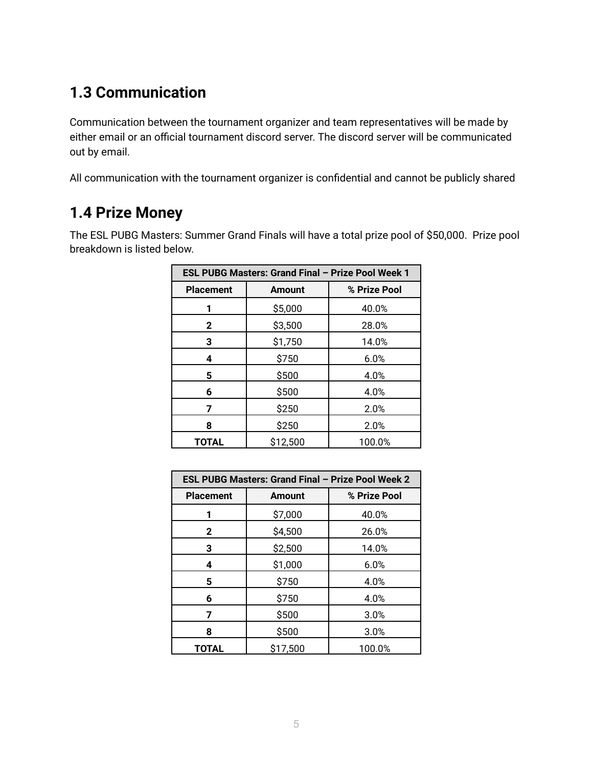## 1.3 Communication

Communication between the tournament organizer and team representatives will be made by either email or an official tournament discord server. The discord server will be communicated out by email.

All communication with the tournament organizer is confidential and cannot be publicly shared

## 1.4 Prize Money

The ESL PUBG Masters: Summer Grand Finals will have a total prize pool of $50,000. Prize pool breakdown is listed below.

| ESL PUBG Masters: Grand Final – Prize Pool Week 1 | | |
|---|---|---|
| **Placement** | **Amount** | **% Prize Pool** |
| **1** | $5,000 | 40.0% |
| **2** | $3,500 | 28.0% |
| **3** | $1,750 | 14.0% |
| **4** | $750 | 6.0% |
| **5** | $500 | 4.0% |
| **6** | $500 | 4.0% |
| **7** | $250 | 2.0% |
| **8** | $250 | 2.0% |
| **TOTAL** | $12,500 | 100.0% |

| ESL PUBG Masters: Grand Final – Prize Pool Week 2 | | |
|---|---|---|
| **Placement** | **Amount** | **% Prize Pool** |
| **1** | $7,000 | 40.0% |
| **2** | $4,500 | 26.0% |
| **3** | $2,500 | 14.0% |
| **4** | $1,000 | 6.0% |
| **5** | $750 | 4.0% |
| **6** | $750 | 4.0% |
| **7** | $500 | 3.0% |
| **8** | $500 | 3.0% |
| **TOTAL** | $17,500 | 100.0% |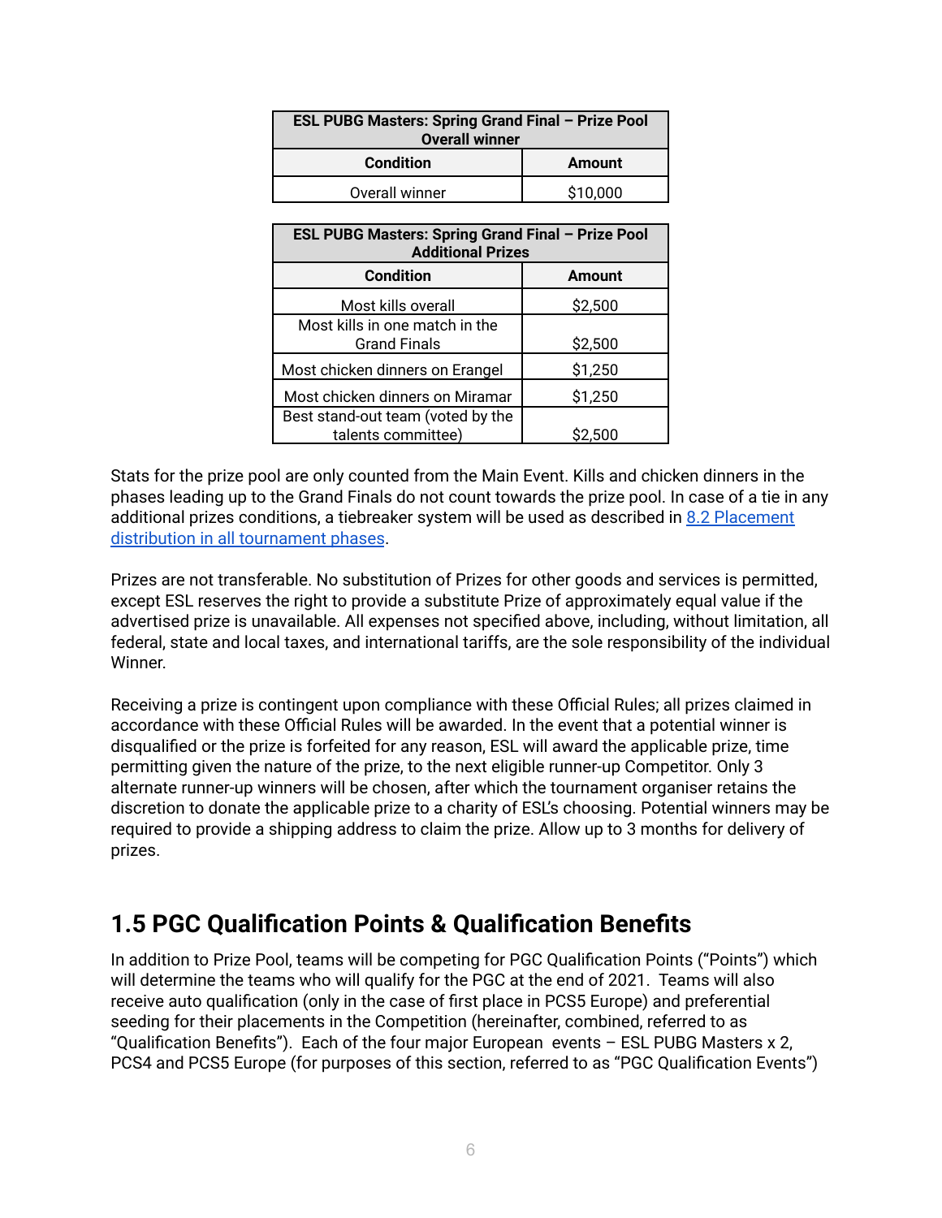| ESL PUBG Masters: Spring Grand Final – Prize Pool Overall winner | |
|---|---|
| **Condition** | **Amount** |
| Overall winner | $10,000 |

| ESL PUBG Masters: Spring Grand Final – Prize Pool Additional Prizes | |
|---|---|
| **Condition** | **Amount** |
| Most kills overall | $2,500 |
| Most kills in one match in the Grand Finals | $2,500 |
| Most chicken dinners on Erangel | $1,250 |
| Most chicken dinners on Miramar | $1,250 |
| Best stand-out team (voted by the talents committee) | $2,500 |

Stats for the prize pool are only counted from the Main Event. Kills and chicken dinners in the phases leading up to the Grand Finals do not count towards the prize pool. In case of a tie in any additional prizes conditions, a tiebreaker system will be used as described in [8.2 Placement distribution in all tournament phases](#).

Prizes are not transferable. No substitution of Prizes for other goods and services is permitted, except ESL reserves the right to provide a substitute Prize of approximately equal value if the advertised prize is unavailable. All expenses not specified above, including, without limitation, all federal, state and local taxes, and international tariffs, are the sole responsibility of the individual Winner.

Receiving a prize is contingent upon compliance with these Official Rules; all prizes claimed in accordance with these Official Rules will be awarded. In the event that a potential winner is disqualified or the prize is forfeited for any reason, ESL will award the applicable prize, time permitting given the nature of the prize, to the next eligible runner-up Competitor. Only 3 alternate runner-up winners will be chosen, after which the tournament organiser retains the discretion to donate the applicable prize to a charity of ESL's choosing. Potential winners may be required to provide a shipping address to claim the prize. Allow up to 3 months for delivery of prizes.

## 1.5 PGC Qualification Points & Qualification Benefits

In addition to Prize Pool, teams will be competing for PGC Qualification Points ("Points") which will determine the teams who will qualify for the PGC at the end of 2021. Teams will also receive auto qualification (only in the case of first place in PCS5 Europe) and preferential seeding for their placements in the Competition (hereinafter, combined, referred to as "Qualification Benefits"). Each of the four major European events – ESL PUBG Masters x 2, PCS4 and PCS5 Europe (for purposes of this section, referred to as "PGC Qualification Events")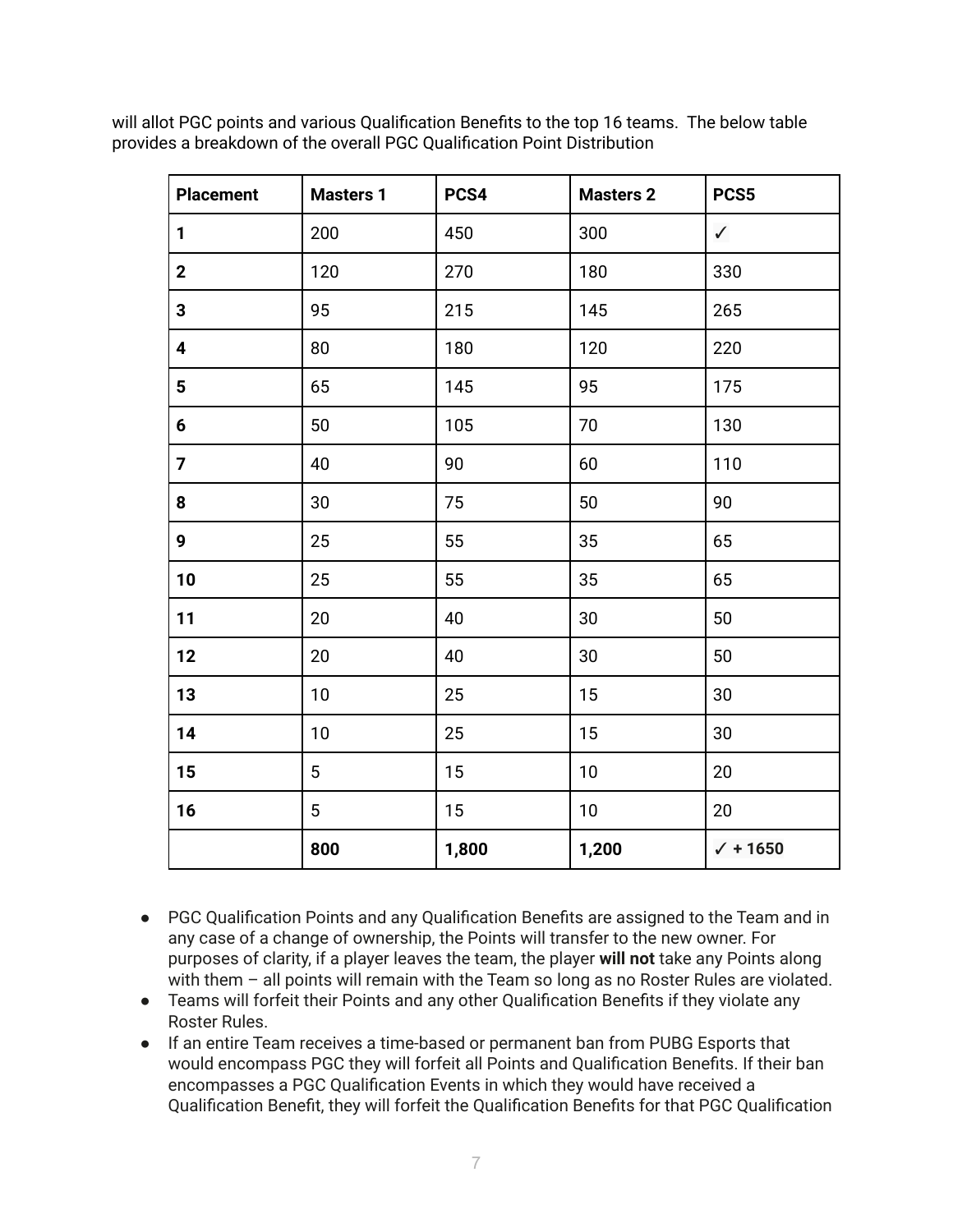will allot PGC points and various Qualification Benefits to the top 16 teams. The below table provides a breakdown of the overall PGC Qualification Point Distribution

| Placement | Masters 1 | PCS4 | Masters 2 | PCS5 |
|---|---|---|---|---|
| **1** | 200 | 450 | 300 | ✓ |
| **2** | 120 | 270 | 180 | 330 |
| **3** | 95 | 215 | 145 | 265 |
| **4** | 80 | 180 | 120 | 220 |
| **5** | 65 | 145 | 95 | 175 |
| **6** | 50 | 105 | 70 | 130 |
| **7** | 40 | 90 | 60 | 110 |
| **8** | 30 | 75 | 50 | 90 |
| **9** | 25 | 55 | 35 | 65 |
| **10** | 25 | 55 | 35 | 65 |
| **11** | 20 | 40 | 30 | 50 |
| **12** | 20 | 40 | 30 | 50 |
| **13** | 10 | 25 | 15 | 30 |
| **14** | 10 | 25 | 15 | 30 |
| **15** | 5 | 15 | 10 | 20 |
| **16** | 5 | 15 | 10 | 20 |
| | **800** | **1,800** | **1,200** | **✓ + 1650** |

- PGC Qualification Points and any Qualification Benefits are assigned to the Team and in any case of a change of ownership, the Points will transfer to the new owner. For purposes of clarity, if a player leaves the team, the player **will not** take any Points along with them – all points will remain with the Team so long as no Roster Rules are violated.
- Teams will forfeit their Points and any other Qualification Benefits if they violate any Roster Rules.
- If an entire Team receives a time-based or permanent ban from PUBG Esports that would encompass PGC they will forfeit all Points and Qualification Benefits. If their ban encompasses a PGC Qualification Events in which they would have received a Qualification Benefit, they will forfeit the Qualification Benefits for that PGC Qualification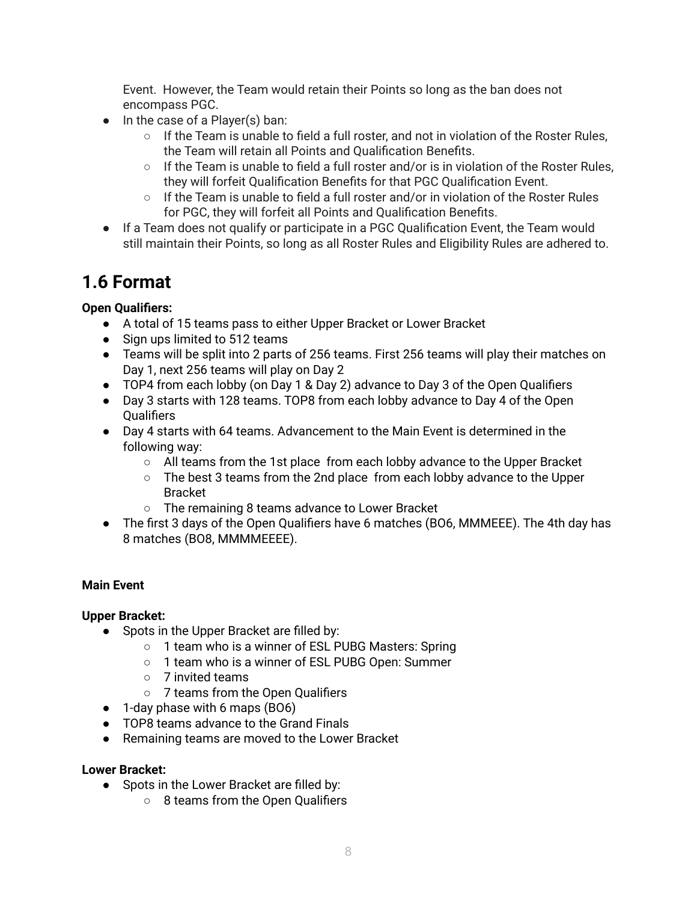Event. However, the Team would retain their Points so long as the ban does not encompass PGC.

- In the case of a Player(s) ban:
    - If the Team is unable to field a full roster, and not in violation of the Roster Rules, the Team will retain all Points and Qualification Benefits.
    - If the Team is unable to field a full roster and/or is in violation of the Roster Rules, they will forfeit Qualification Benefits for that PGC Qualification Event.
    - If the Team is unable to field a full roster and/or in violation of the Roster Rules for PGC, they will forfeit all Points and Qualification Benefits.
- If a Team does not qualify or participate in a PGC Qualification Event, the Team would still maintain their Points, so long as all Roster Rules and Eligibility Rules are adhered to.

## 1.6 Format

**Open Qualifiers:**

- A total of 15 teams pass to either Upper Bracket or Lower Bracket
- Sign ups limited to 512 teams
- Teams will be split into 2 parts of 256 teams. First 256 teams will play their matches on Day 1, next 256 teams will play on Day 2
- TOP4 from each lobby (on Day 1 & Day 2) advance to Day 3 of the Open Qualifiers
- Day 3 starts with 128 teams. TOP8 from each lobby advance to Day 4 of the Open Qualifiers
- Day 4 starts with 64 teams. Advancement to the Main Event is determined in the following way:
    - All teams from the 1st place from each lobby advance to the Upper Bracket
    - The best 3 teams from the 2nd place from each lobby advance to the Upper Bracket
    - The remaining 8 teams advance to Lower Bracket
- The first 3 days of the Open Qualifiers have 6 matches (BO6, MMMEEE). The 4th day has 8 matches (BO8, MMMMEEEE).

**Main Event**

**Upper Bracket:**

- Spots in the Upper Bracket are filled by:
    - 1 team who is a winner of ESL PUBG Masters: Spring
    - 1 team who is a winner of ESL PUBG Open: Summer
    - 7 invited teams
    - 7 teams from the Open Qualifiers
- 1-day phase with 6 maps (BO6)
- TOP8 teams advance to the Grand Finals
- Remaining teams are moved to the Lower Bracket

**Lower Bracket:**

- Spots in the Lower Bracket are filled by:
    - 8 teams from the Open Qualifiers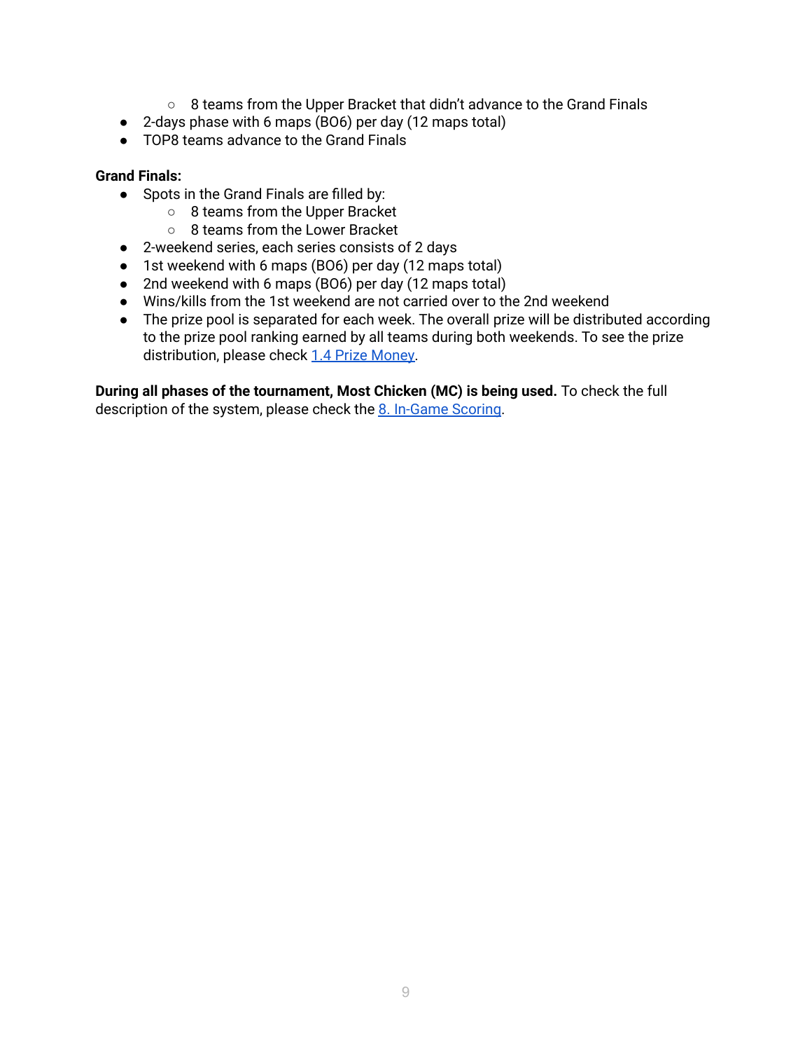- 8 teams from the Upper Bracket that didn't advance to the Grand Finals
- 2-days phase with 6 maps (BO6) per day (12 maps total)
- TOP8 teams advance to the Grand Finals

**Grand Finals:**
- Spots in the Grand Finals are filled by:
    - 8 teams from the Upper Bracket
    - 8 teams from the Lower Bracket
- 2-weekend series, each series consists of 2 days
- 1st weekend with 6 maps (BO6) per day (12 maps total)
- 2nd weekend with 6 maps (BO6) per day (12 maps total)
- Wins/kills from the 1st weekend are not carried over to the 2nd weekend
- The prize pool is separated for each week. The overall prize will be distributed according to the prize pool ranking earned by all teams during both weekends. To see the prize distribution, please check 1.4 Prize Money.

**During all phases of the tournament, Most Chicken (MC) is being used.** To check the full description of the system, please check the 8. In-Game Scoring.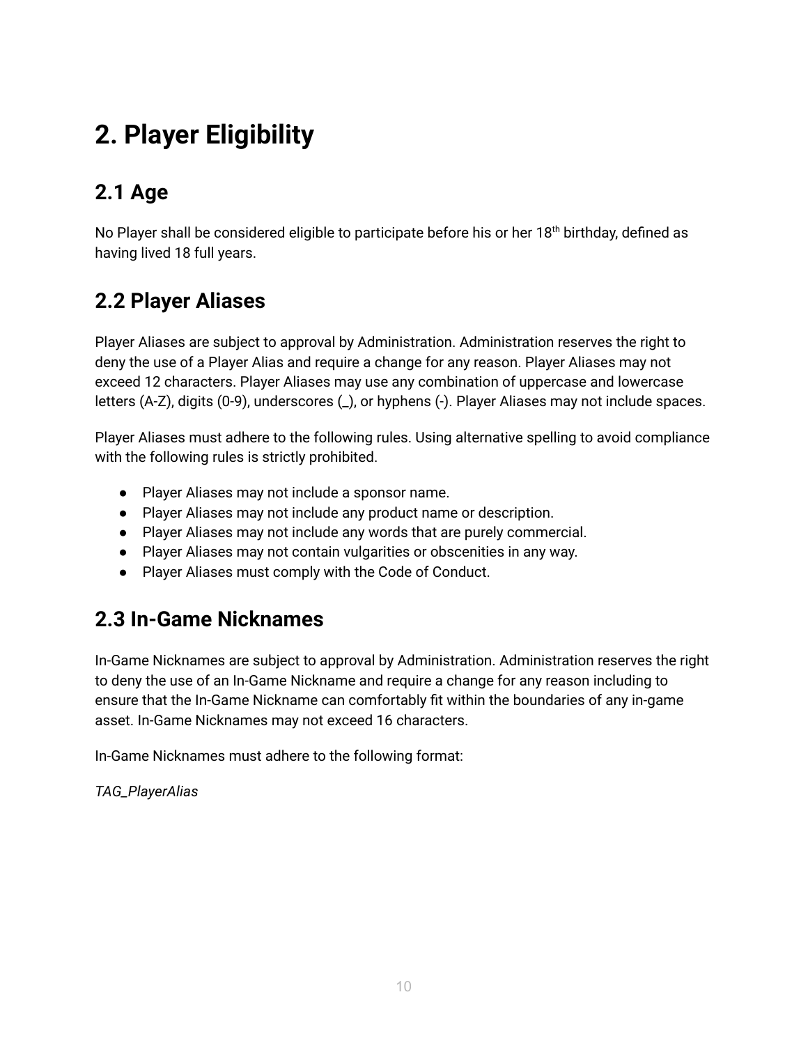# 2. Player Eligibility

## 2.1 Age

No Player shall be considered eligible to participate before his or her 18th birthday, defined as having lived 18 full years.

## 2.2 Player Aliases

Player Aliases are subject to approval by Administration. Administration reserves the right to deny the use of a Player Alias and require a change for any reason. Player Aliases may not exceed 12 characters. Player Aliases may use any combination of uppercase and lowercase letters (A-Z), digits (0-9), underscores (_), or hyphens (-). Player Aliases may not include spaces.

Player Aliases must adhere to the following rules. Using alternative spelling to avoid compliance with the following rules is strictly prohibited.

- Player Aliases may not include a sponsor name.
- Player Aliases may not include any product name or description.
- Player Aliases may not include any words that are purely commercial.
- Player Aliases may not contain vulgarities or obscenities in any way.
- Player Aliases must comply with the Code of Conduct.

## 2.3 In-Game Nicknames

In-Game Nicknames are subject to approval by Administration. Administration reserves the right to deny the use of an In-Game Nickname and require a change for any reason including to ensure that the In-Game Nickname can comfortably fit within the boundaries of any in-game asset. In-Game Nicknames may not exceed 16 characters.

In-Game Nicknames must adhere to the following format:

*TAG_PlayerAlias*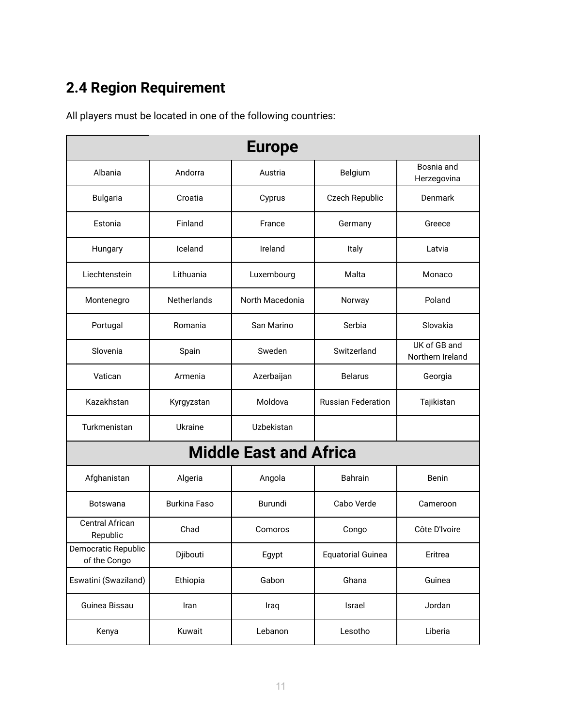## 2.4 Region Requirement

All players must be located in one of the following countries:

| Europe | | | | |
|---|---|---|---|---|
| Albania | Andorra | Austria | Belgium | Bosnia and Herzegovina |
| Bulgaria | Croatia | Cyprus | Czech Republic | Denmark |
| Estonia | Finland | France | Germany | Greece |
| Hungary | Iceland | Ireland | Italy | Latvia |
| Liechtenstein | Lithuania | Luxembourg | Malta | Monaco |
| Montenegro | Netherlands | North Macedonia | Norway | Poland |
| Portugal | Romania | San Marino | Serbia | Slovakia |
| Slovenia | Spain | Sweden | Switzerland | UK of GB and Northern Ireland |
| Vatican | Armenia | Azerbaijan | Belarus | Georgia |
| Kazakhstan | Kyrgyzstan | Moldova | Russian Federation | Tajikistan |
| Turkmenistan | Ukraine | Uzbekistan | | |
| **Middle East and Africa** | | | | |
| Afghanistan | Algeria | Angola | Bahrain | Benin |
| Botswana | Burkina Faso | Burundi | Cabo Verde | Cameroon |
| Central African Republic | Chad | Comoros | Congo | Côte D'Ivoire |
| Democratic Republic of the Congo | Djibouti | Egypt | Equatorial Guinea | Eritrea |
| Eswatini (Swaziland) | Ethiopia | Gabon | Ghana | Guinea |
| Guinea Bissau | Iran | Iraq | Israel | Jordan |
| Kenya | Kuwait | Lebanon | Lesotho | Liberia |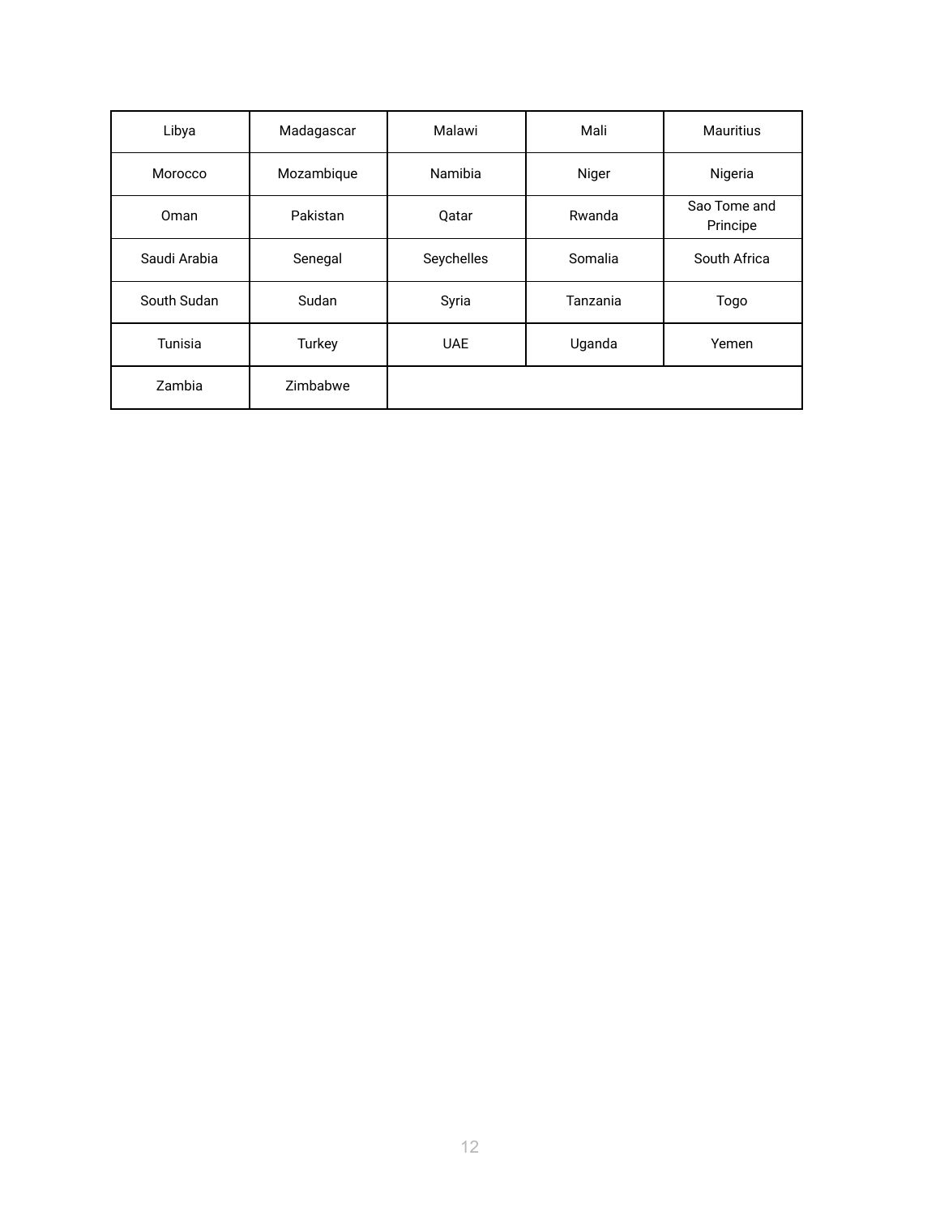| Libya | Madagascar | Malawi | Mali | Mauritius |
|---|---|---|---|---|
| Morocco | Mozambique | Namibia | Niger | Nigeria |
| Oman | Pakistan | Qatar | Rwanda | Sao Tome and Principe |
| Saudi Arabia | Senegal | Seychelles | Somalia | South Africa |
| South Sudan | Sudan | Syria | Tanzania | Togo |
| Tunisia | Turkey | UAE | Uganda | Yemen |
| Zambia | Zimbabwe | | | |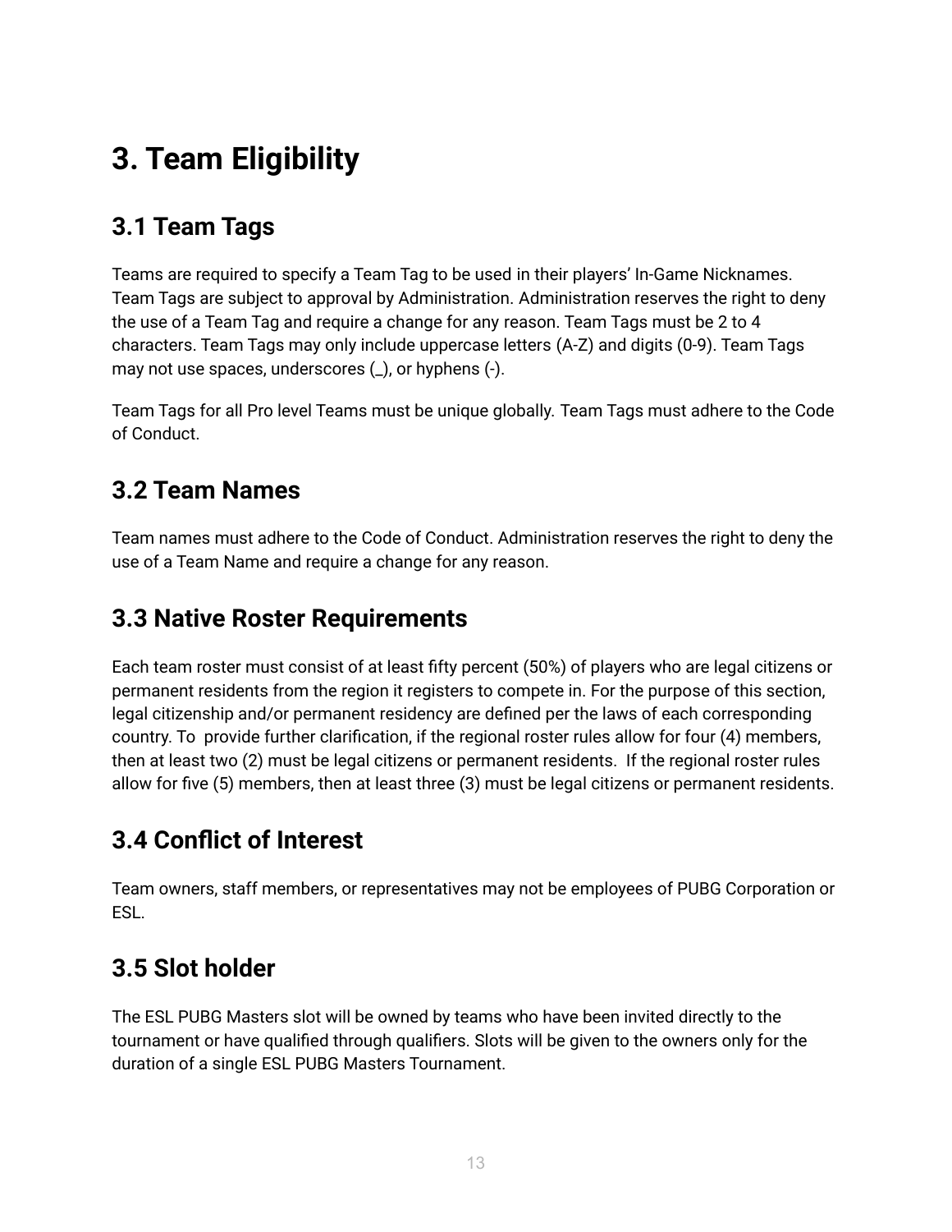# 3. Team Eligibility

## 3.1 Team Tags

Teams are required to specify a Team Tag to be used in their players' In-Game Nicknames. Team Tags are subject to approval by Administration. Administration reserves the right to deny the use of a Team Tag and require a change for any reason. Team Tags must be 2 to 4 characters. Team Tags may only include uppercase letters (A-Z) and digits (0-9). Team Tags may not use spaces, underscores (_), or hyphens (-).

Team Tags for all Pro level Teams must be unique globally. Team Tags must adhere to the Code of Conduct.

## 3.2 Team Names

Team names must adhere to the Code of Conduct. Administration reserves the right to deny the use of a Team Name and require a change for any reason.

## 3.3 Native Roster Requirements

Each team roster must consist of at least fifty percent (50%) of players who are legal citizens or permanent residents from the region it registers to compete in. For the purpose of this section, legal citizenship and/or permanent residency are defined per the laws of each corresponding country. To provide further clarification, if the regional roster rules allow for four (4) members, then at least two (2) must be legal citizens or permanent residents. If the regional roster rules allow for five (5) members, then at least three (3) must be legal citizens or permanent residents.

## 3.4 Conflict of Interest

Team owners, staff members, or representatives may not be employees of PUBG Corporation or ESL.

## 3.5 Slot holder

The ESL PUBG Masters slot will be owned by teams who have been invited directly to the tournament or have qualified through qualifiers. Slots will be given to the owners only for the duration of a single ESL PUBG Masters Tournament.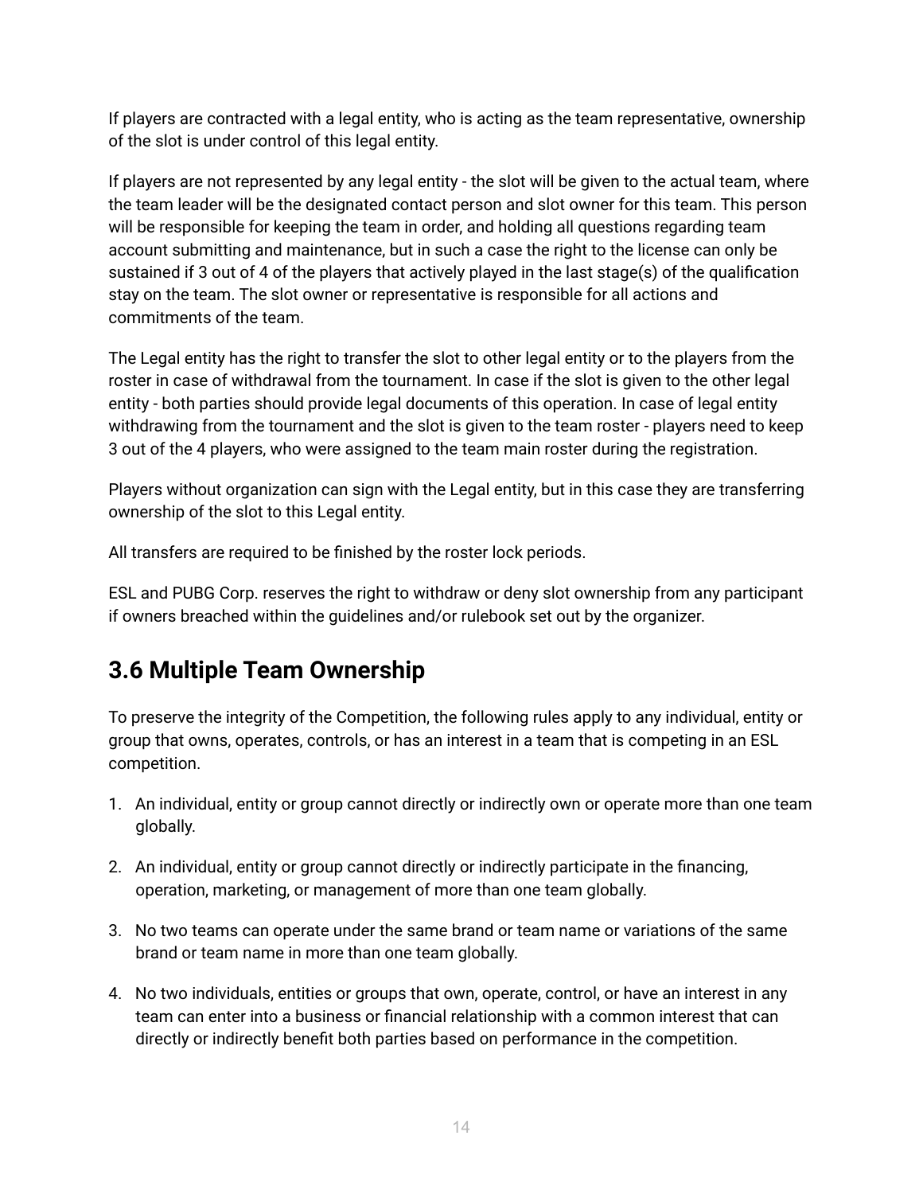If players are contracted with a legal entity, who is acting as the team representative, ownership of the slot is under control of this legal entity.

If players are not represented by any legal entity - the slot will be given to the actual team, where the team leader will be the designated contact person and slot owner for this team. This person will be responsible for keeping the team in order, and holding all questions regarding team account submitting and maintenance, but in such a case the right to the license can only be sustained if 3 out of 4 of the players that actively played in the last stage(s) of the qualification stay on the team. The slot owner or representative is responsible for all actions and commitments of the team.

The Legal entity has the right to transfer the slot to other legal entity or to the players from the roster in case of withdrawal from the tournament. In case if the slot is given to the other legal entity - both parties should provide legal documents of this operation. In case of legal entity withdrawing from the tournament and the slot is given to the team roster - players need to keep 3 out of the 4 players, who were assigned to the team main roster during the registration.

Players without organization can sign with the Legal entity, but in this case they are transferring ownership of the slot to this Legal entity.

All transfers are required to be finished by the roster lock periods.

ESL and PUBG Corp. reserves the right to withdraw or deny slot ownership from any participant if owners breached within the guidelines and/or rulebook set out by the organizer.

## 3.6 Multiple Team Ownership

To preserve the integrity of the Competition, the following rules apply to any individual, entity or group that owns, operates, controls, or has an interest in a team that is competing in an ESL competition.

1. An individual, entity or group cannot directly or indirectly own or operate more than one team globally.
2. An individual, entity or group cannot directly or indirectly participate in the financing, operation, marketing, or management of more than one team globally.
3. No two teams can operate under the same brand or team name or variations of the same brand or team name in more than one team globally.
4. No two individuals, entities or groups that own, operate, control, or have an interest in any team can enter into a business or financial relationship with a common interest that can directly or indirectly benefit both parties based on performance in the competition.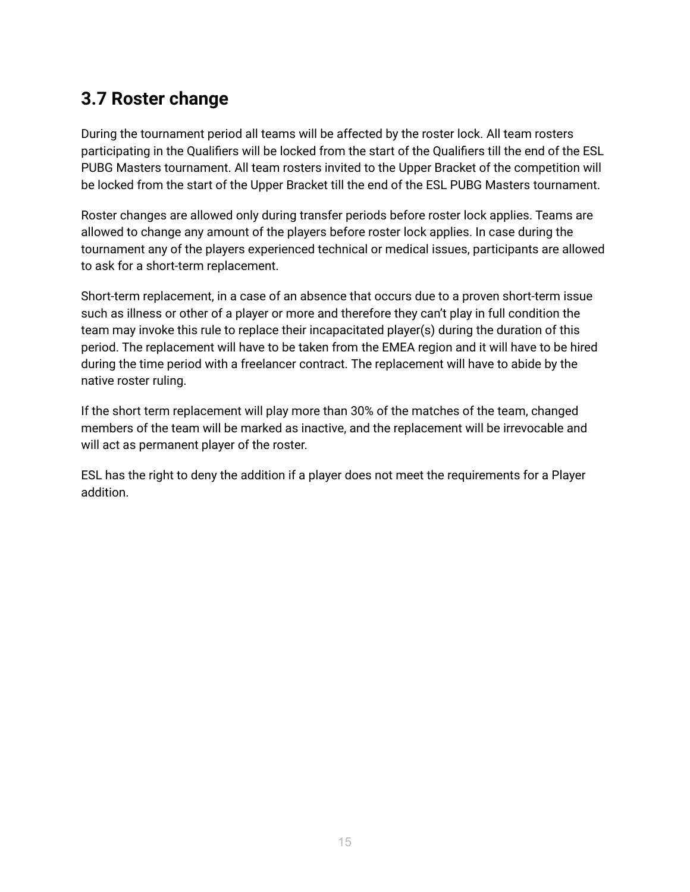## 3.7 Roster change

During the tournament period all teams will be affected by the roster lock. All team rosters participating in the Qualifiers will be locked from the start of the Qualifiers till the end of the ESL PUBG Masters tournament. All team rosters invited to the Upper Bracket of the competition will be locked from the start of the Upper Bracket till the end of the ESL PUBG Masters tournament.

Roster changes are allowed only during transfer periods before roster lock applies. Teams are allowed to change any amount of the players before roster lock applies. In case during the tournament any of the players experienced technical or medical issues, participants are allowed to ask for a short-term replacement.

Short-term replacement, in a case of an absence that occurs due to a proven short-term issue such as illness or other of a player or more and therefore they can't play in full condition the team may invoke this rule to replace their incapacitated player(s) during the duration of this period. The replacement will have to be taken from the EMEA region and it will have to be hired during the time period with a freelancer contract. The replacement will have to abide by the native roster ruling.

If the short term replacement will play more than 30% of the matches of the team, changed members of the team will be marked as inactive, and the replacement will be irrevocable and will act as permanent player of the roster.

ESL has the right to deny the addition if a player does not meet the requirements for a Player addition.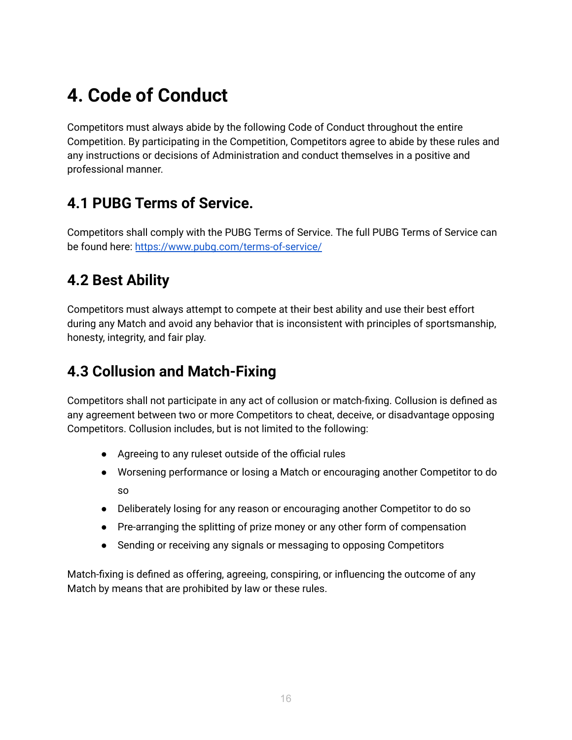# 4. Code of Conduct

Competitors must always abide by the following Code of Conduct throughout the entire Competition. By participating in the Competition, Competitors agree to abide by these rules and any instructions or decisions of Administration and conduct themselves in a positive and professional manner.

## 4.1 PUBG Terms of Service.

Competitors shall comply with the PUBG Terms of Service. The full PUBG Terms of Service can be found here: [https://www.pubg.com/terms-of-service/](https://www.pubg.com/terms-of-service/)

## 4.2 Best Ability

Competitors must always attempt to compete at their best ability and use their best effort during any Match and avoid any behavior that is inconsistent with principles of sportsmanship, honesty, integrity, and fair play.

## 4.3 Collusion and Match-Fixing

Competitors shall not participate in any act of collusion or match-fixing. Collusion is defined as any agreement between two or more Competitors to cheat, deceive, or disadvantage opposing Competitors. Collusion includes, but is not limited to the following:

- Agreeing to any ruleset outside of the official rules
- Worsening performance or losing a Match or encouraging another Competitor to do so
- Deliberately losing for any reason or encouraging another Competitor to do so
- Pre-arranging the splitting of prize money or any other form of compensation
- Sending or receiving any signals or messaging to opposing Competitors

Match-fixing is defined as offering, agreeing, conspiring, or influencing the outcome of any Match by means that are prohibited by law or these rules.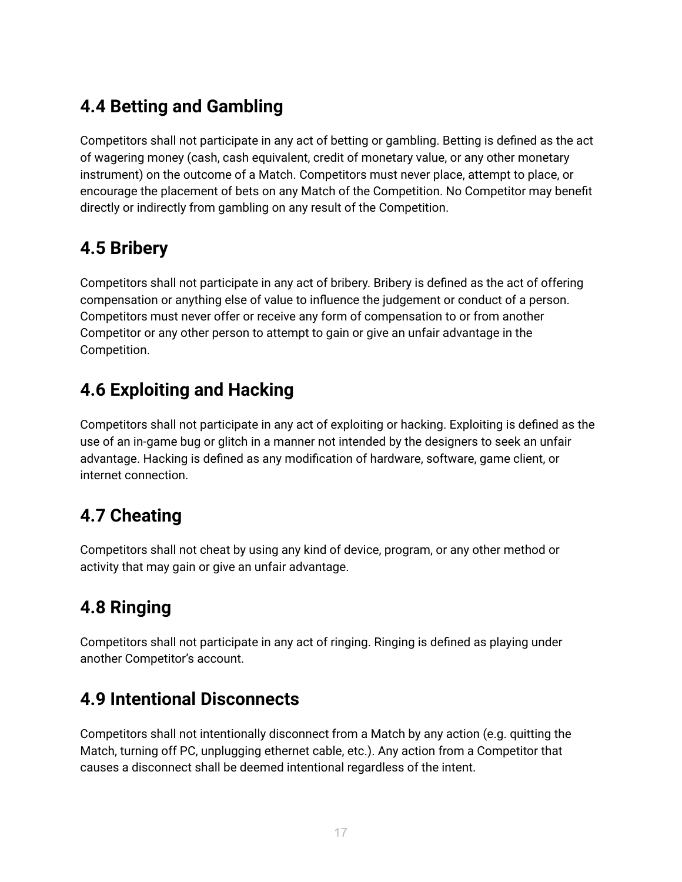## 4.4 Betting and Gambling

Competitors shall not participate in any act of betting or gambling. Betting is defined as the act of wagering money (cash, cash equivalent, credit of monetary value, or any other monetary instrument) on the outcome of a Match. Competitors must never place, attempt to place, or encourage the placement of bets on any Match of the Competition. No Competitor may benefit directly or indirectly from gambling on any result of the Competition.

## 4.5 Bribery

Competitors shall not participate in any act of bribery. Bribery is defined as the act of offering compensation or anything else of value to influence the judgement or conduct of a person. Competitors must never offer or receive any form of compensation to or from another Competitor or any other person to attempt to gain or give an unfair advantage in the Competition.

## 4.6 Exploiting and Hacking

Competitors shall not participate in any act of exploiting or hacking. Exploiting is defined as the use of an in-game bug or glitch in a manner not intended by the designers to seek an unfair advantage. Hacking is defined as any modification of hardware, software, game client, or internet connection.

## 4.7 Cheating

Competitors shall not cheat by using any kind of device, program, or any other method or activity that may gain or give an unfair advantage.

## 4.8 Ringing

Competitors shall not participate in any act of ringing. Ringing is defined as playing under another Competitor's account.

## 4.9 Intentional Disconnects

Competitors shall not intentionally disconnect from a Match by any action (e.g. quitting the Match, turning off PC, unplugging ethernet cable, etc.). Any action from a Competitor that causes a disconnect shall be deemed intentional regardless of the intent.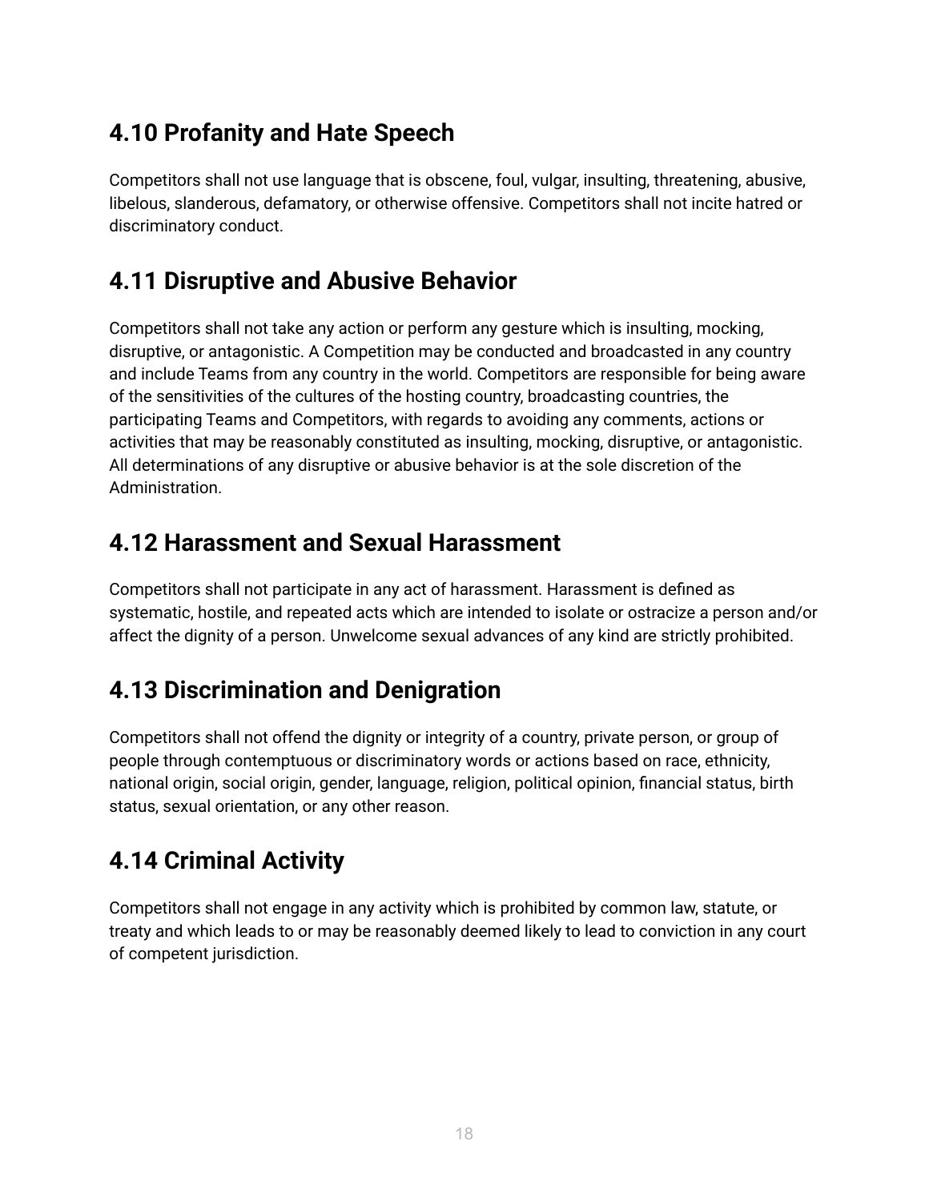## 4.10 Profanity and Hate Speech

Competitors shall not use language that is obscene, foul, vulgar, insulting, threatening, abusive, libelous, slanderous, defamatory, or otherwise offensive. Competitors shall not incite hatred or discriminatory conduct.

## 4.11 Disruptive and Abusive Behavior

Competitors shall not take any action or perform any gesture which is insulting, mocking, disruptive, or antagonistic. A Competition may be conducted and broadcasted in any country and include Teams from any country in the world. Competitors are responsible for being aware of the sensitivities of the cultures of the hosting country, broadcasting countries, the participating Teams and Competitors, with regards to avoiding any comments, actions or activities that may be reasonably constituted as insulting, mocking, disruptive, or antagonistic. All determinations of any disruptive or abusive behavior is at the sole discretion of the Administration.

## 4.12 Harassment and Sexual Harassment

Competitors shall not participate in any act of harassment. Harassment is defined as systematic, hostile, and repeated acts which are intended to isolate or ostracize a person and/or affect the dignity of a person. Unwelcome sexual advances of any kind are strictly prohibited.

## 4.13 Discrimination and Denigration

Competitors shall not offend the dignity or integrity of a country, private person, or group of people through contemptuous or discriminatory words or actions based on race, ethnicity, national origin, social origin, gender, language, religion, political opinion, financial status, birth status, sexual orientation, or any other reason.

## 4.14 Criminal Activity

Competitors shall not engage in any activity which is prohibited by common law, statute, or treaty and which leads to or may be reasonably deemed likely to lead to conviction in any court of competent jurisdiction.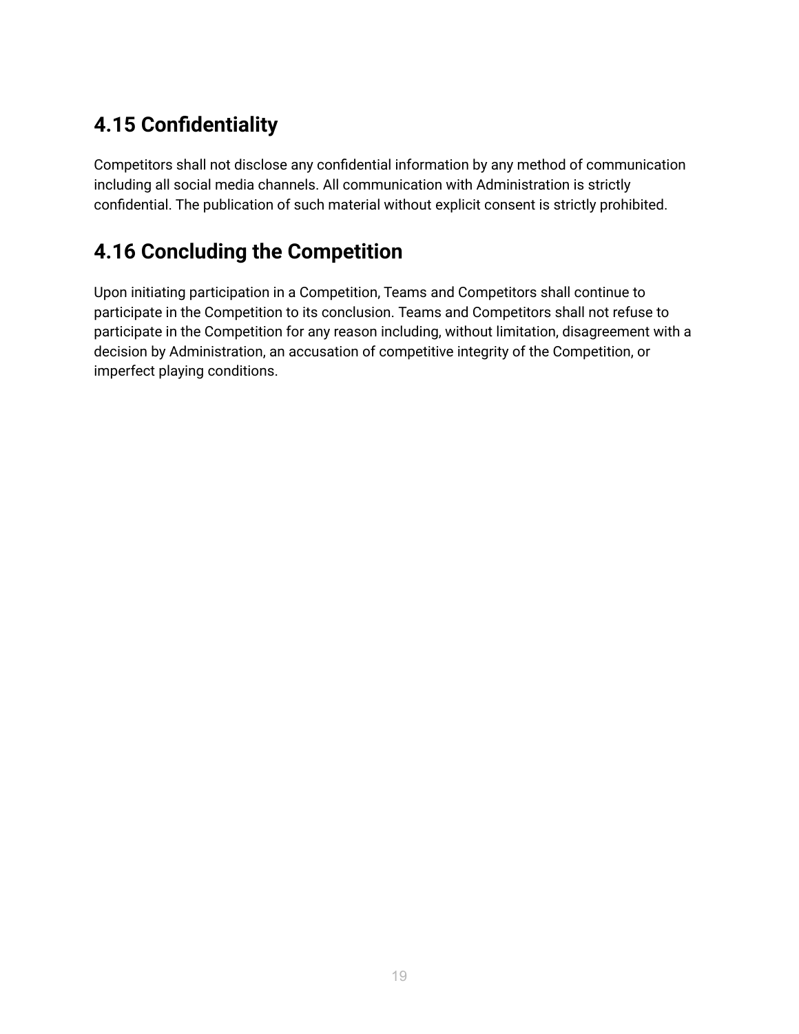## 4.15 Confidentiality

Competitors shall not disclose any confidential information by any method of communication including all social media channels. All communication with Administration is strictly confidential. The publication of such material without explicit consent is strictly prohibited.

## 4.16 Concluding the Competition

Upon initiating participation in a Competition, Teams and Competitors shall continue to participate in the Competition to its conclusion. Teams and Competitors shall not refuse to participate in the Competition for any reason including, without limitation, disagreement with a decision by Administration, an accusation of competitive integrity of the Competition, or imperfect playing conditions.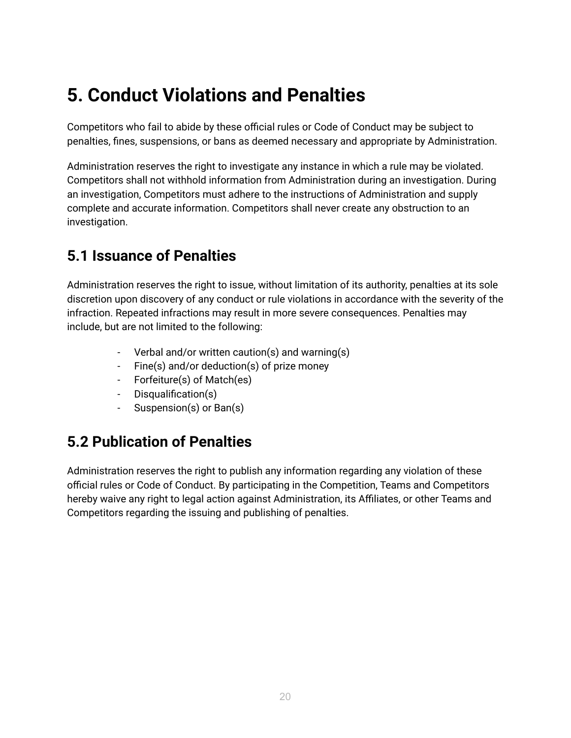# 5. Conduct Violations and Penalties

Competitors who fail to abide by these official rules or Code of Conduct may be subject to penalties, fines, suspensions, or bans as deemed necessary and appropriate by Administration.

Administration reserves the right to investigate any instance in which a rule may be violated. Competitors shall not withhold information from Administration during an investigation. During an investigation, Competitors must adhere to the instructions of Administration and supply complete and accurate information. Competitors shall never create any obstruction to an investigation.

## 5.1 Issuance of Penalties

Administration reserves the right to issue, without limitation of its authority, penalties at its sole discretion upon discovery of any conduct or rule violations in accordance with the severity of the infraction. Repeated infractions may result in more severe consequences. Penalties may include, but are not limited to the following:

- Verbal and/or written caution(s) and warning(s)
- Fine(s) and/or deduction(s) of prize money
- Forfeiture(s) of Match(es)
- Disqualification(s)
- Suspension(s) or Ban(s)

## 5.2 Publication of Penalties

Administration reserves the right to publish any information regarding any violation of these official rules or Code of Conduct. By participating in the Competition, Teams and Competitors hereby waive any right to legal action against Administration, its Affiliates, or other Teams and Competitors regarding the issuing and publishing of penalties.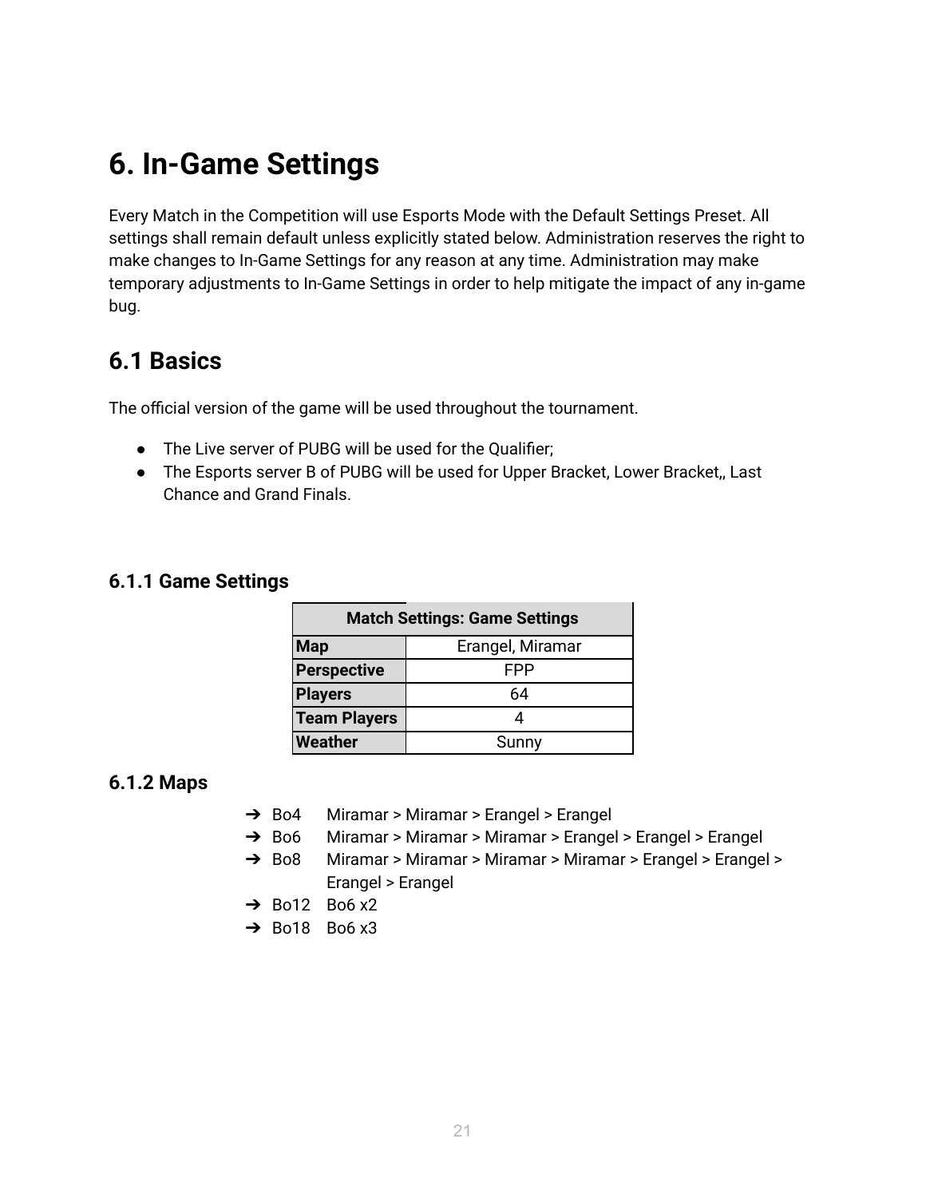# 6. In-Game Settings

Every Match in the Competition will use Esports Mode with the Default Settings Preset. All settings shall remain default unless explicitly stated below. Administration reserves the right to make changes to In-Game Settings for any reason at any time. Administration may make temporary adjustments to In-Game Settings in order to help mitigate the impact of any in-game bug.

## 6.1 Basics

The official version of the game will be used throughout the tournament.

- The Live server of PUBG will be used for the Qualifier;
- The Esports server B of PUBG will be used for Upper Bracket, Lower Bracket,, Last Chance and Grand Finals.

### 6.1.1 Game Settings

| Match Settings: Game Settings | |
|---|---|
| **Map** | Erangel, Miramar |
| **Perspective** | FPP |
| **Players** | 64 |
| **Team Players** | 4 |
| **Weather** | Sunny |

### 6.1.2 Maps

- ➔ Bo4 Miramar > Miramar > Erangel > Erangel
- ➔ Bo6 Miramar > Miramar > Miramar > Erangel > Erangel > Erangel
- ➔ Bo8 Miramar > Miramar > Miramar > Miramar > Erangel > Erangel > Erangel > Erangel
- ➔ Bo12 Bo6 x2
- ➔ Bo18 Bo6 x3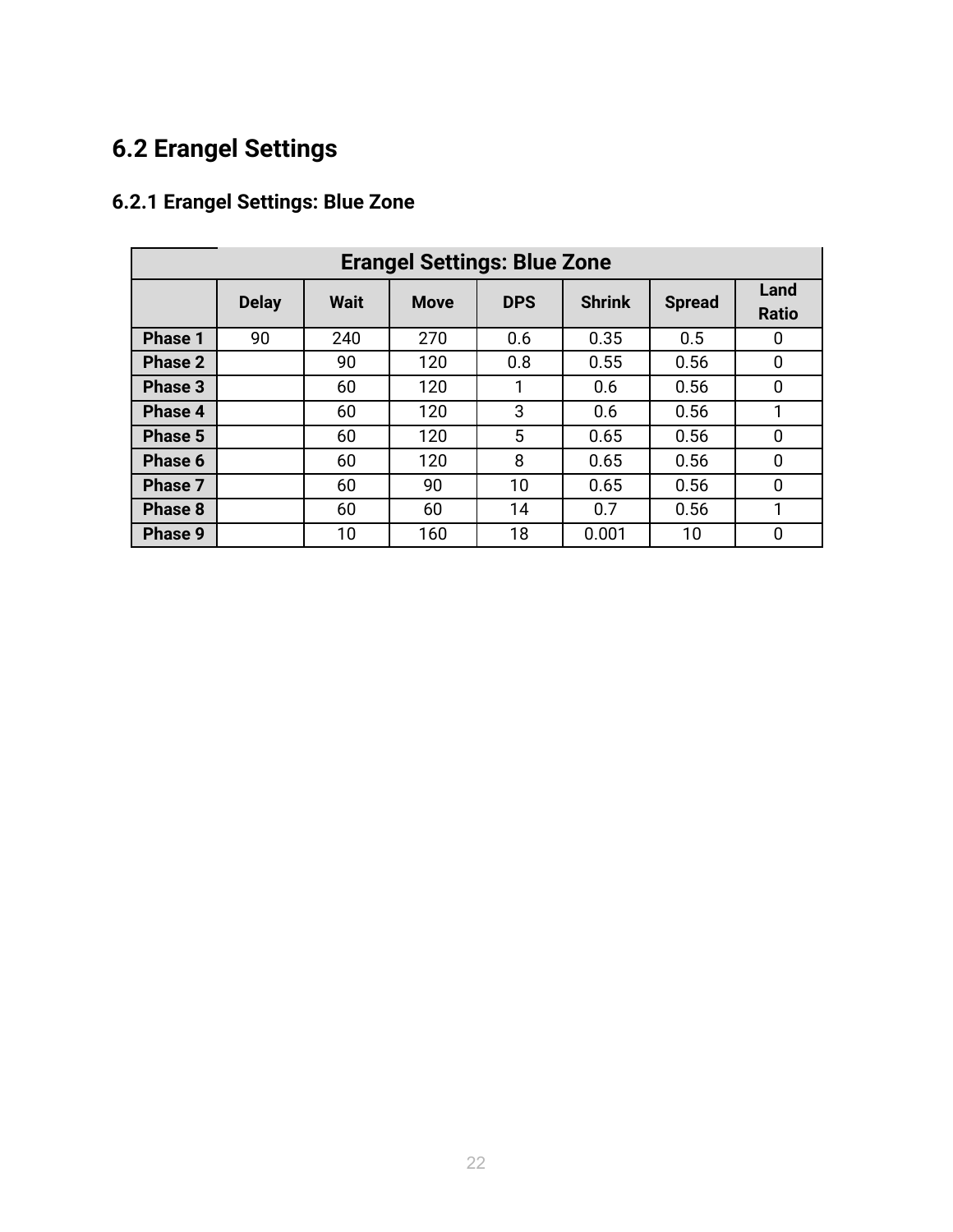## 6.2 Erangel Settings

### 6.2.1 Erangel Settings: Blue Zone

| Erangel Settings: Blue Zone | | | | | | | |
|---|---|---|---|---|---|---|---|
| | Delay | Wait | Move | DPS | Shrink | Spread | Land Ratio |
| **Phase 1** | 90 | 240 | 270 | 0.6 | 0.35 | 0.5 | 0 |
| **Phase 2** | | 90 | 120 | 0.8 | 0.55 | 0.56 | 0 |
| **Phase 3** | | 60 | 120 | 1 | 0.6 | 0.56 | 0 |
| **Phase 4** | | 60 | 120 | 3 | 0.6 | 0.56 | 1 |
| **Phase 5** | | 60 | 120 | 5 | 0.65 | 0.56 | 0 |
| **Phase 6** | | 60 | 120 | 8 | 0.65 | 0.56 | 0 |
| **Phase 7** | | 60 | 90 | 10 | 0.65 | 0.56 | 0 |
| **Phase 8** | | 60 | 60 | 14 | 0.7 | 0.56 | 1 |
| **Phase 9** | | 10 | 160 | 18 | 0.001 | 10 | 0 |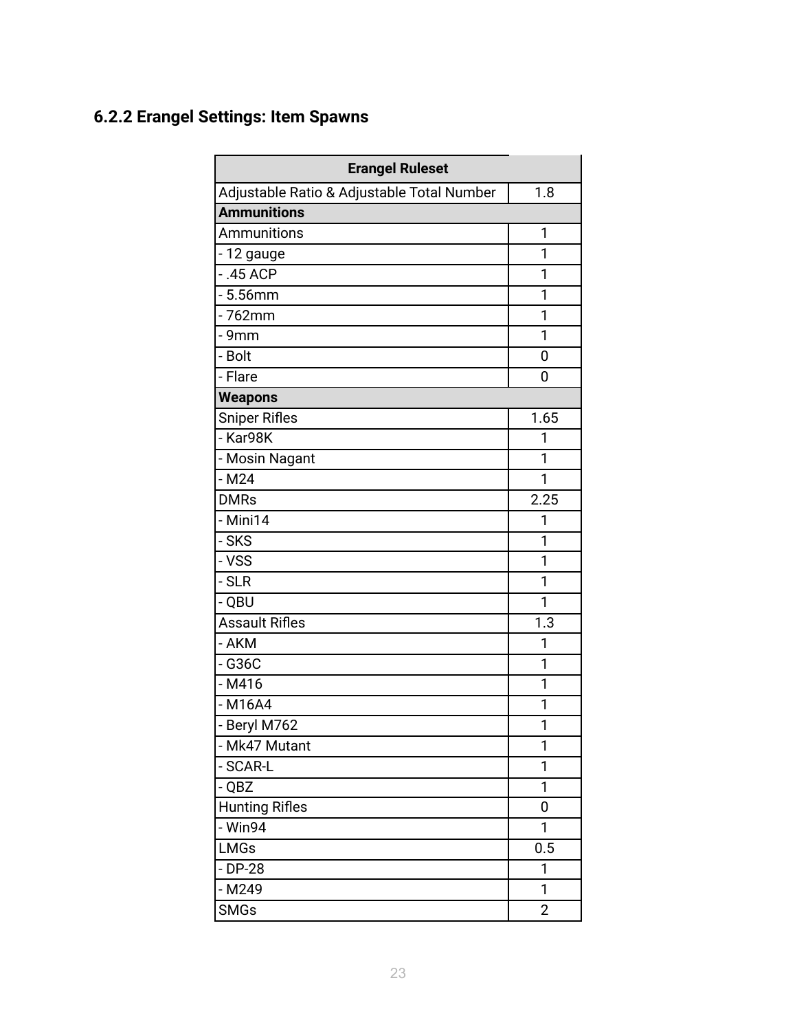### 6.2.2 Erangel Settings: Item Spawns

| Erangel Ruleset | |
|---|---|
| Adjustable Ratio & Adjustable Total Number | 1.8 |
| **Ammunitions** | |
| Ammunitions | 1 |
| - 12 gauge | 1 |
| - .45 ACP | 1 |
| - 5.56mm | 1 |
| - 762mm | 1 |
| - 9mm | 1 |
| - Bolt | 0 |
| - Flare | 0 |
| **Weapons** | |
| Sniper Rifles | 1.65 |
| - Kar98K | 1 |
| - Mosin Nagant | 1 |
| - M24 | 1 |
| DMRs | 2.25 |
| - Mini14 | 1 |
| - SKS | 1 |
| - VSS | 1 |
| - SLR | 1 |
| - QBU | 1 |
| Assault Rifles | 1.3 |
| - AKM | 1 |
| - G36C | 1 |
| - M416 | 1 |
| - M16A4 | 1 |
| - Beryl M762 | 1 |
| - Mk47 Mutant | 1 |
| - SCAR-L | 1 |
| - QBZ | 1 |
| Hunting Rifles | 0 |
| - Win94 | 1 |
| LMGs | 0.5 |
| - DP-28 | 1 |
| - M249 | 1 |
| SMGs | 2 |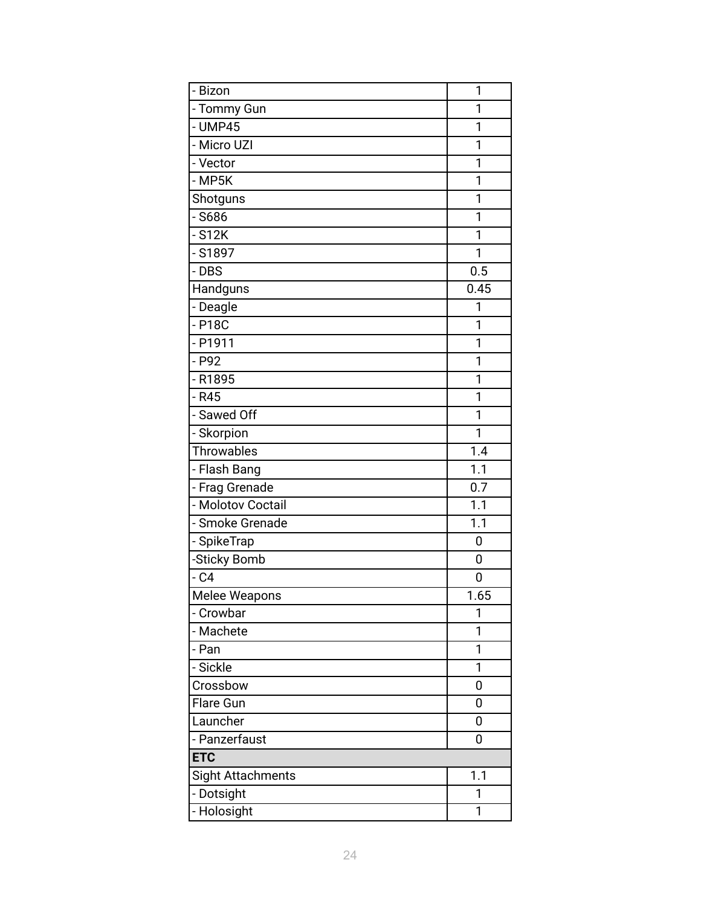| | |
|---|---|
| - Bizon | 1 |
| - Tommy Gun | 1 |
| - UMP45 | 1 |
| - Micro UZI | 1 |
| - Vector | 1 |
| - MP5K | 1 |
| Shotguns | 1 |
| - S686 | 1 |
| - S12K | 1 |
| - S1897 | 1 |
| - DBS | 0.5 |
| Handguns | 0.45 |
| - Deagle | 1 |
| - P18C | 1 |
| - P1911 | 1 |
| - P92 | 1 |
| - R1895 | 1 |
| - R45 | 1 |
| - Sawed Off | 1 |
| - Skorpion | 1 |
| Throwables | 1.4 |
| - Flash Bang | 1.1 |
| - Frag Grenade | 0.7 |
| - Molotov Coctail | 1.1 |
| - Smoke Grenade | 1.1 |
| - SpikeTrap | 0 |
| -Sticky Bomb | 0 |
| - C4 | 0 |
| Melee Weapons | 1.65 |
| - Crowbar | 1 |
| - Machete | 1 |
| - Pan | 1 |
| - Sickle | 1 |
| Crossbow | 0 |
| Flare Gun | 0 |
| Launcher | 0 |
| - Panzerfaust | 0 |
| **ETC** | |
| Sight Attachments | 1.1 |
| - Dotsight | 1 |
| - Holosight | 1 |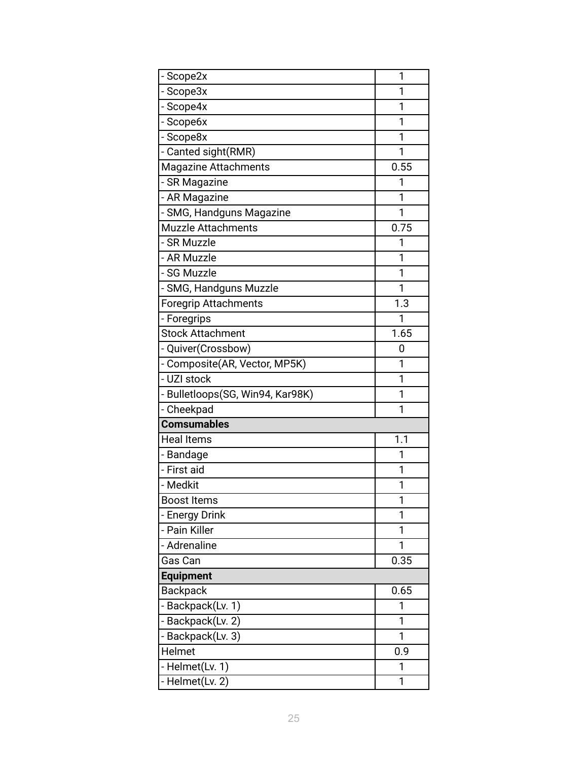| - Scope2x | 1 |
|---|---|
| - Scope3x | 1 |
| - Scope4x | 1 |
| - Scope6x | 1 |
| - Scope8x | 1 |
| - Canted sight(RMR) | 1 |
| Magazine Attachments | 0.55 |
| - SR Magazine | 1 |
| - AR Magazine | 1 |
| - SMG, Handguns Magazine | 1 |
| Muzzle Attachments | 0.75 |
| - SR Muzzle | 1 |
| - AR Muzzle | 1 |
| - SG Muzzle | 1 |
| - SMG, Handguns Muzzle | 1 |
| Foregrip Attachments | 1.3 |
| - Foregrips | 1 |
| Stock Attachment | 1.65 |
| - Quiver(Crossbow) | 0 |
| - Composite(AR, Vector, MP5K) | 1 |
| - UZI stock | 1 |
| - Bulletloops(SG, Win94, Kar98K) | 1 |
| - Cheekpad | 1 |
| **Comsumables** | |
| Heal Items | 1.1 |
| - Bandage | 1 |
| - First aid | 1 |
| - Medkit | 1 |
| Boost Items | 1 |
| - Energy Drink | 1 |
| - Pain Killer | 1 |
| - Adrenaline | 1 |
| Gas Can | 0.35 |
| **Equipment** | |
| Backpack | 0.65 |
| - Backpack(Lv. 1) | 1 |
| - Backpack(Lv. 2) | 1 |
| - Backpack(Lv. 3) | 1 |
| Helmet | 0.9 |
| - Helmet(Lv. 1) | 1 |
| - Helmet(Lv. 2) | 1 |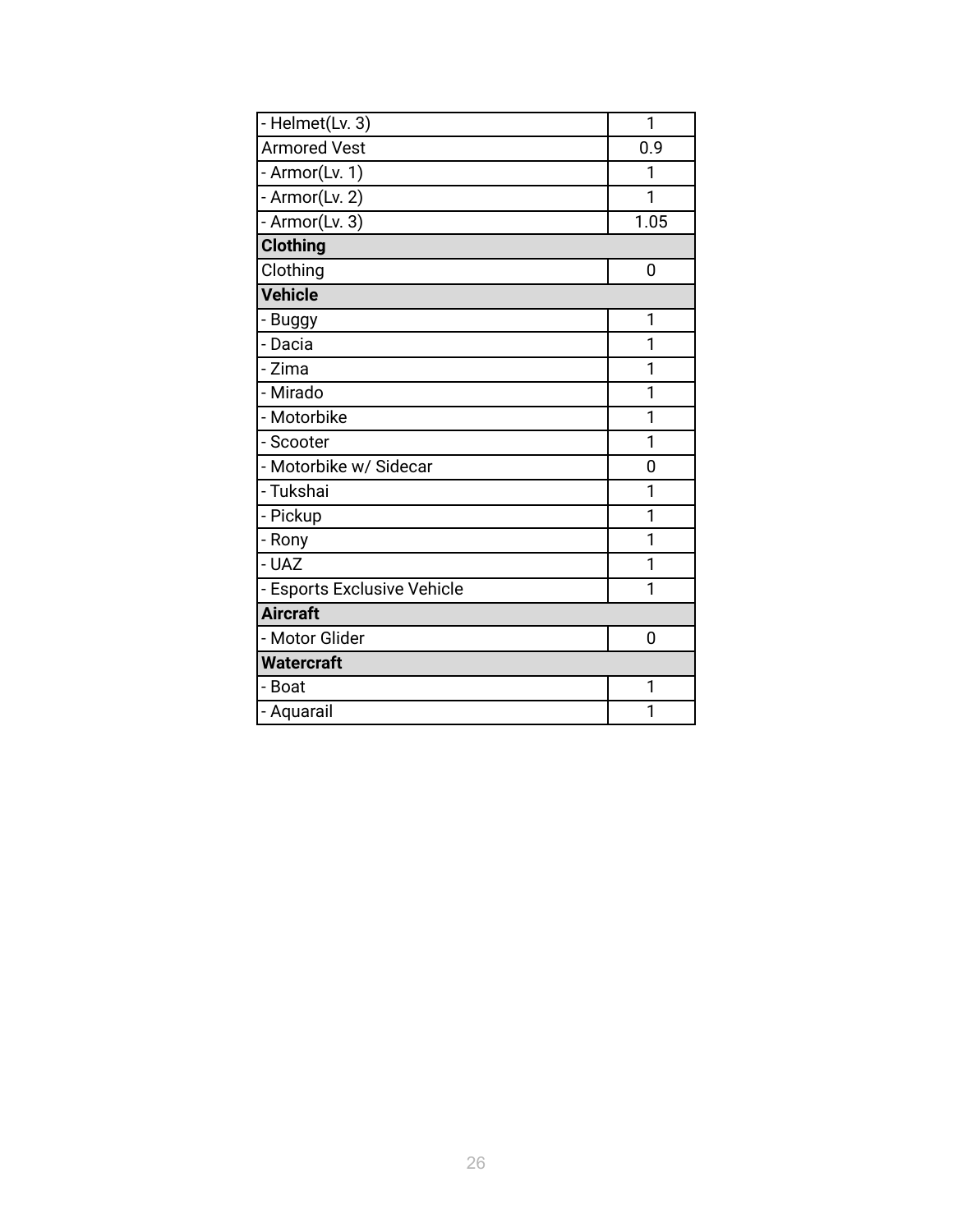| - Helmet(Lv. 3) | 1 |
| --- | --- |
| Armored Vest | 0.9 |
| - Armor(Lv. 1) | 1 |
| - Armor(Lv. 2) | 1 |
| - Armor(Lv. 3) | 1.05 |
| **Clothing** | |
| Clothing | 0 |
| **Vehicle** | |
| - Buggy | 1 |
| - Dacia | 1 |
| - Zima | 1 |
| - Mirado | 1 |
| - Motorbike | 1 |
| - Scooter | 1 |
| - Motorbike w/ Sidecar | 0 |
| - Tukshai | 1 |
| - Pickup | 1 |
| - Rony | 1 |
| - UAZ | 1 |
| - Esports Exclusive Vehicle | 1 |
| **Aircraft** | |
| - Motor Glider | 0 |
| **Watercraft** | |
| - Boat | 1 |
| - Aquarail | 1 |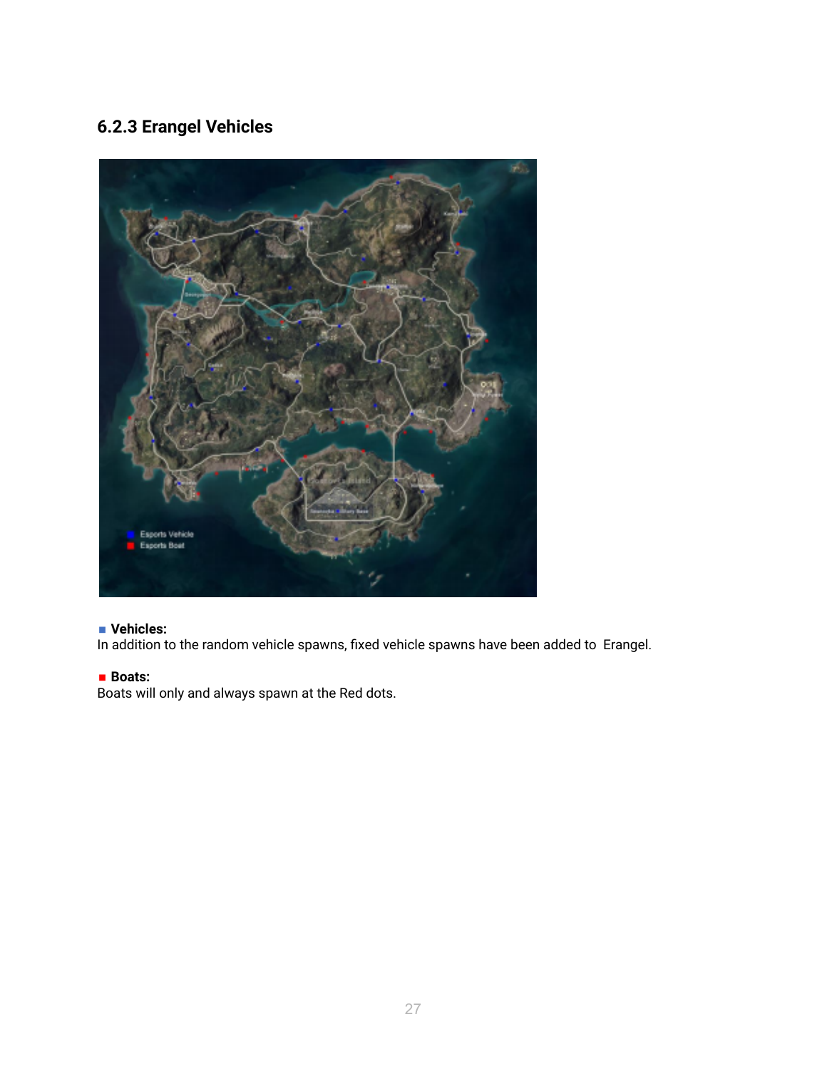### 6.2.3 Erangel Vehicles

■ **Vehicles:**
In addition to the random vehicle spawns, fixed vehicle spawns have been added to Erangel.

■ **Boats:**
Boats will only and always spawn at the Red dots.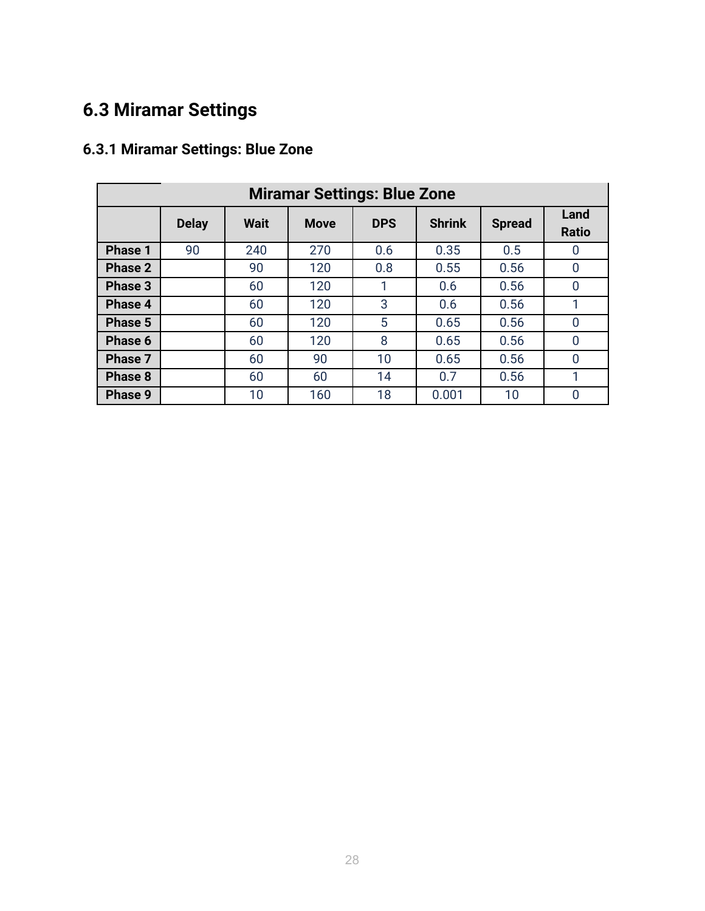## 6.3 Miramar Settings

### 6.3.1 Miramar Settings: Blue Zone

| Miramar Settings: Blue Zone | | | | | | | |
|---|---|---|---|---|---|---|---|
| | Delay | Wait | Move | DPS | Shrink | Spread | Land Ratio |
| Phase 1 | 90 | 240 | 270 | 0.6 | 0.35 | 0.5 | 0 |
| Phase 2 | | 90 | 120 | 0.8 | 0.55 | 0.56 | 0 |
| Phase 3 | | 60 | 120 | 1 | 0.6 | 0.56 | 0 |
| Phase 4 | | 60 | 120 | 3 | 0.6 | 0.56 | 1 |
| Phase 5 | | 60 | 120 | 5 | 0.65 | 0.56 | 0 |
| Phase 6 | | 60 | 120 | 8 | 0.65 | 0.56 | 0 |
| Phase 7 | | 60 | 90 | 10 | 0.65 | 0.56 | 0 |
| Phase 8 | | 60 | 60 | 14 | 0.7 | 0.56 | 1 |
| Phase 9 | | 10 | 160 | 18 | 0.001 | 10 | 0 |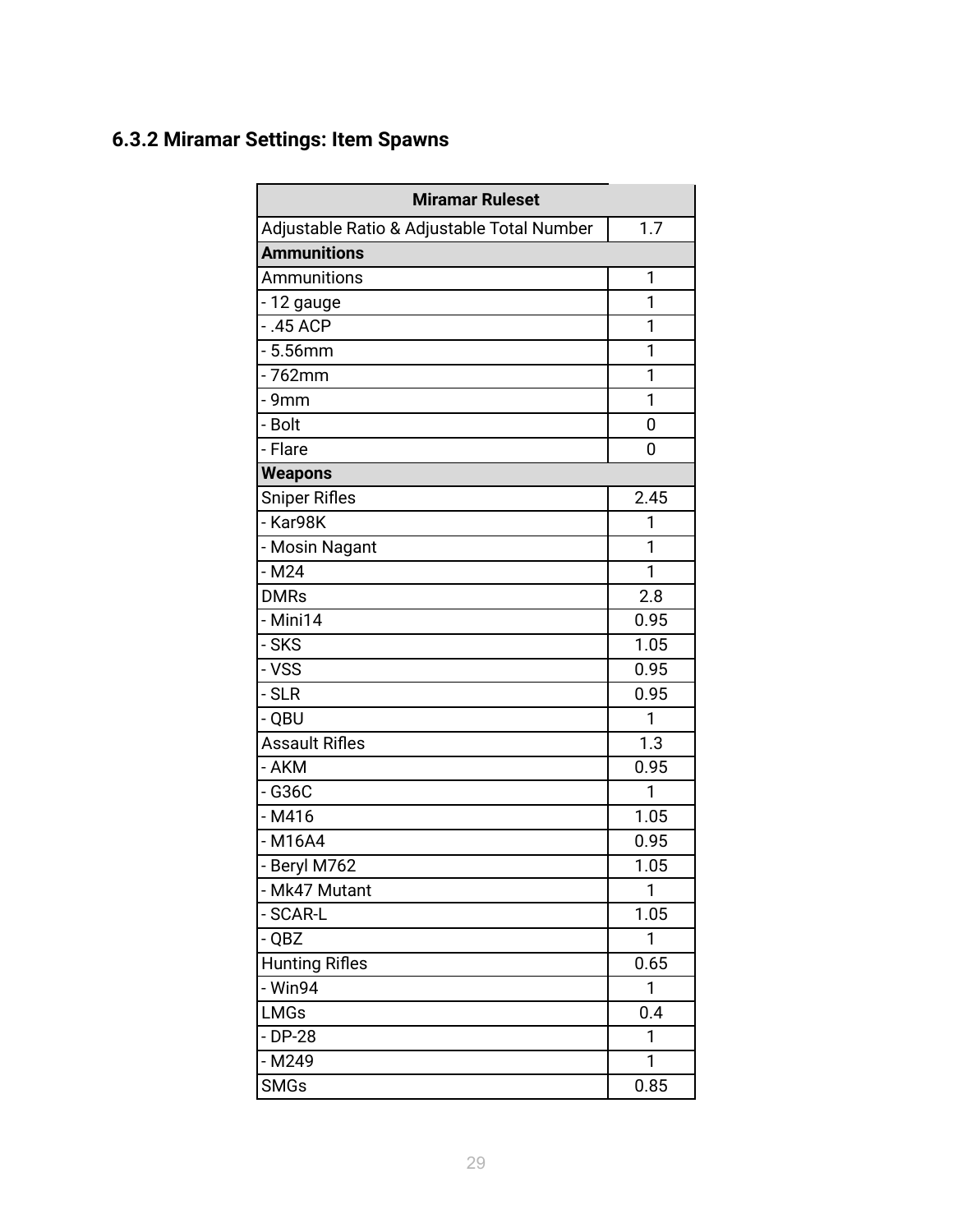### 6.3.2 Miramar Settings: Item Spawns

| Miramar Ruleset | |
|---|---|
| Adjustable Ratio & Adjustable Total Number | 1.7 |
| **Ammunitions** | |
| Ammunitions | 1 |
| - 12 gauge | 1 |
| - .45 ACP | 1 |
| - 5.56mm | 1 |
| - 762mm | 1 |
| - 9mm | 1 |
| - Bolt | 0 |
| - Flare | 0 |
| **Weapons** | |
| Sniper Rifles | 2.45 |
| - Kar98K | 1 |
| - Mosin Nagant | 1 |
| - M24 | 1 |
| DMRs | 2.8 |
| - Mini14 | 0.95 |
| - SKS | 1.05 |
| - VSS | 0.95 |
| - SLR | 0.95 |
| - QBU | 1 |
| Assault Rifles | 1.3 |
| - AKM | 0.95 |
| - G36C | 1 |
| - M416 | 1.05 |
| - M16A4 | 0.95 |
| - Beryl M762 | 1.05 |
| - Mk47 Mutant | 1 |
| - SCAR-L | 1.05 |
| - QBZ | 1 |
| Hunting Rifles | 0.65 |
| - Win94 | 1 |
| LMGs | 0.4 |
| - DP-28 | 1 |
| - M249 | 1 |
| SMGs | 0.85 |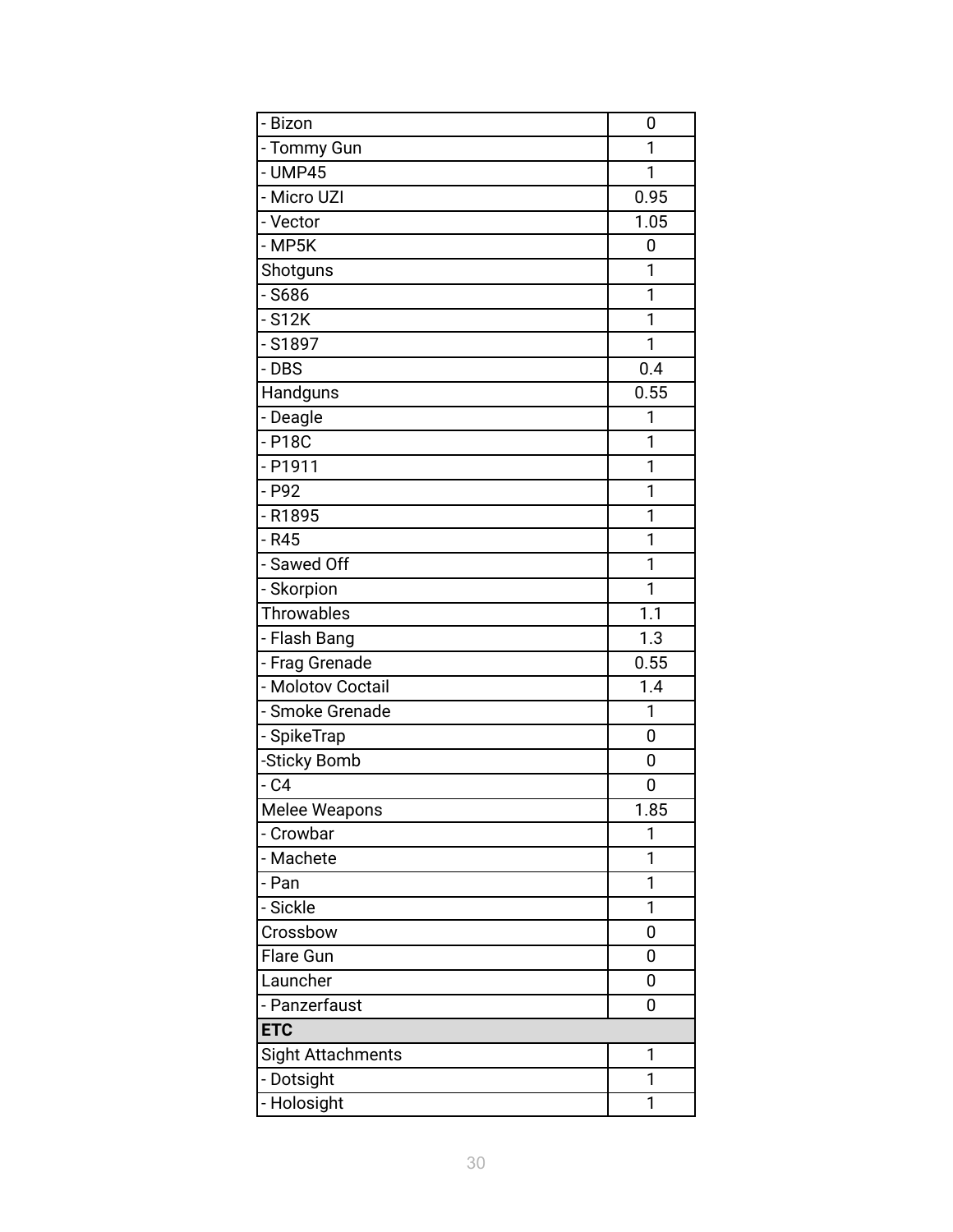| - Bizon | 0 |
|---|---|
| - Tommy Gun | 1 |
| - UMP45 | 1 |
| - Micro UZI | 0.95 |
| - Vector | 1.05 |
| - MP5K | 0 |
| Shotguns | 1 |
| - S686 | 1 |
| - S12K | 1 |
| - S1897 | 1 |
| - DBS | 0.4 |
| Handguns | 0.55 |
| - Deagle | 1 |
| - P18C | 1 |
| - P1911 | 1 |
| - P92 | 1 |
| - R1895 | 1 |
| - R45 | 1 |
| - Sawed Off | 1 |
| - Skorpion | 1 |
| Throwables | 1.1 |
| - Flash Bang | 1.3 |
| - Frag Grenade | 0.55 |
| - Molotov Coctail | 1.4 |
| - Smoke Grenade | 1 |
| - SpikeTrap | 0 |
| -Sticky Bomb | 0 |
| - C4 | 0 |
| Melee Weapons | 1.85 |
| - Crowbar | 1 |
| - Machete | 1 |
| - Pan | 1 |
| - Sickle | 1 |
| Crossbow | 0 |
| Flare Gun | 0 |
| Launcher | 0 |
| - Panzerfaust | 0 |
| **ETC** | |
| Sight Attachments | 1 |
| - Dotsight | 1 |
| - Holosight | 1 |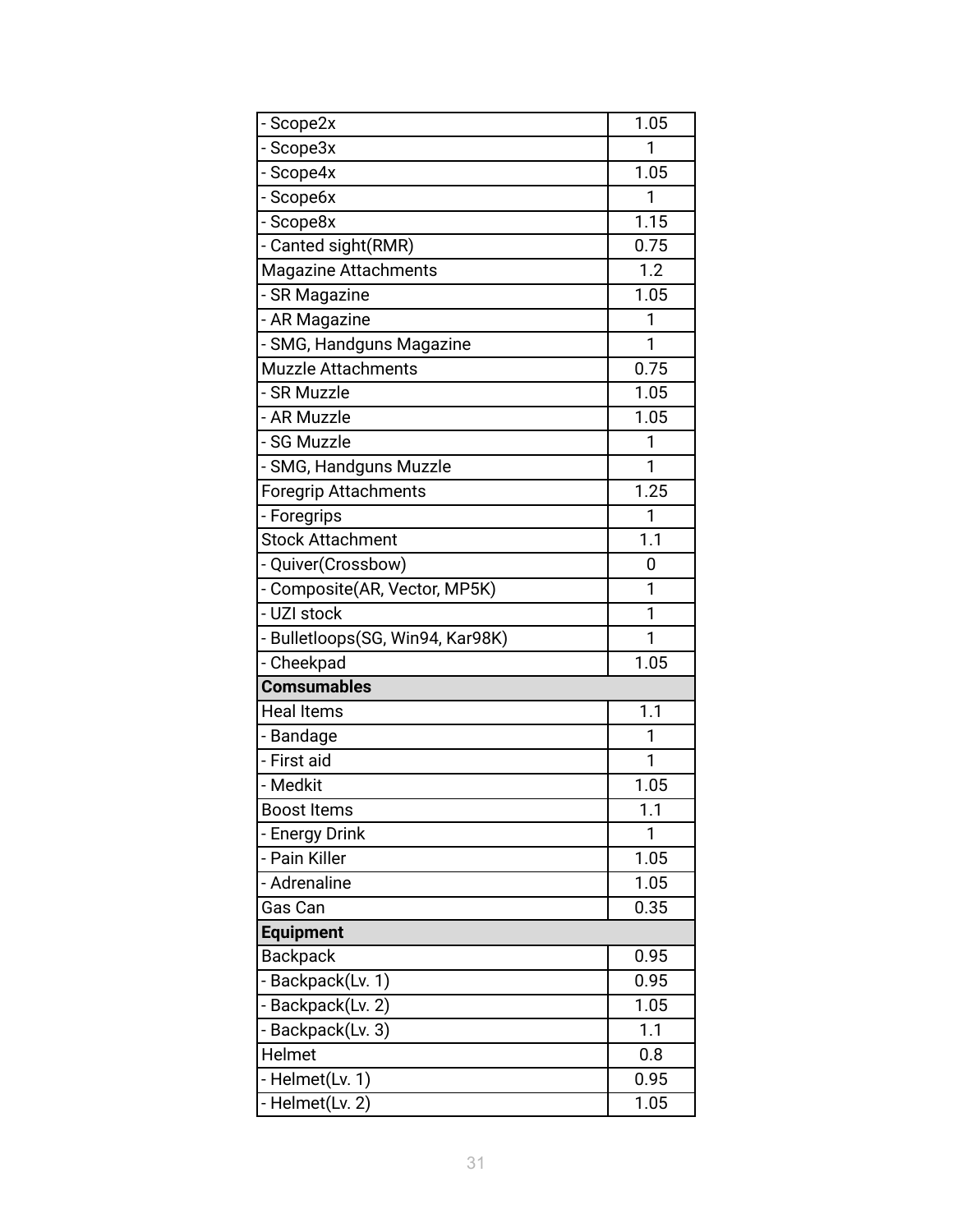| | |
|---|---|
| - Scope2x | 1.05 |
| - Scope3x | 1 |
| - Scope4x | 1.05 |
| - Scope6x | 1 |
| - Scope8x | 1.15 |
| - Canted sight(RMR) | 0.75 |
| Magazine Attachments | 1.2 |
| - SR Magazine | 1.05 |
| - AR Magazine | 1 |
| - SMG, Handguns Magazine | 1 |
| Muzzle Attachments | 0.75 |
| - SR Muzzle | 1.05 |
| - AR Muzzle | 1.05 |
| - SG Muzzle | 1 |
| - SMG, Handguns Muzzle | 1 |
| Foregrip Attachments | 1.25 |
| - Foregrips | 1 |
| Stock Attachment | 1.1 |
| - Quiver(Crossbow) | 0 |
| - Composite(AR, Vector, MP5K) | 1 |
| - UZI stock | 1 |
| - Bulletloops(SG, Win94, Kar98K) | 1 |
| - Cheekpad | 1.05 |
| **Comsumables** | |
| Heal Items | 1.1 |
| - Bandage | 1 |
| - First aid | 1 |
| - Medkit | 1.05 |
| Boost Items | 1.1 |
| - Energy Drink | 1 |
| - Pain Killer | 1.05 |
| - Adrenaline | 1.05 |
| Gas Can | 0.35 |
| **Equipment** | |
| Backpack | 0.95 |
| - Backpack(Lv. 1) | 0.95 |
| - Backpack(Lv. 2) | 1.05 |
| - Backpack(Lv. 3) | 1.1 |
| Helmet | 0.8 |
| - Helmet(Lv. 1) | 0.95 |
| - Helmet(Lv. 2) | 1.05 |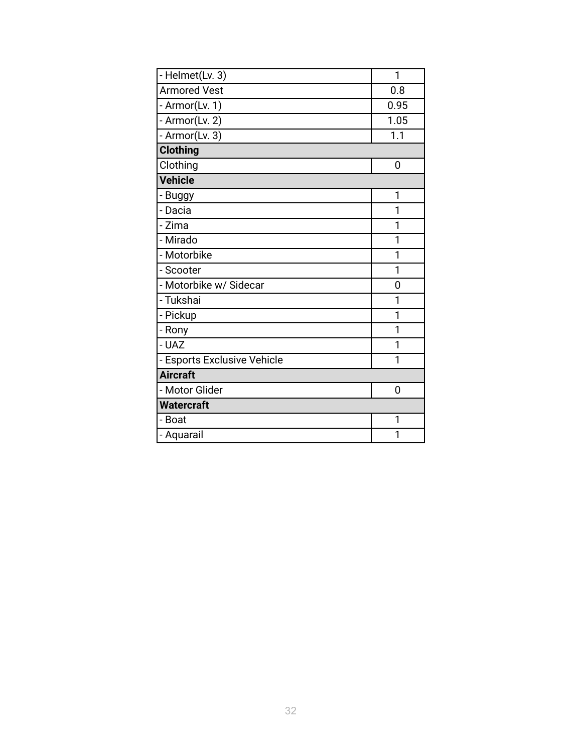| - Helmet(Lv. 3) | 1 |
| --- | --- |
| Armored Vest | 0.8 |
| - Armor(Lv. 1) | 0.95 |
| - Armor(Lv. 2) | 1.05 |
| - Armor(Lv. 3) | 1.1 |
| **Clothing** | |
| Clothing | 0 |
| **Vehicle** | |
| - Buggy | 1 |
| - Dacia | 1 |
| - Zima | 1 |
| - Mirado | 1 |
| - Motorbike | 1 |
| - Scooter | 1 |
| - Motorbike w/ Sidecar | 0 |
| - Tukshai | 1 |
| - Pickup | 1 |
| - Rony | 1 |
| - UAZ | 1 |
| - Esports Exclusive Vehicle | 1 |
| **Aircraft** | |
| - Motor Glider | 0 |
| **Watercraft** | |
| - Boat | 1 |
| - Aquarail | 1 |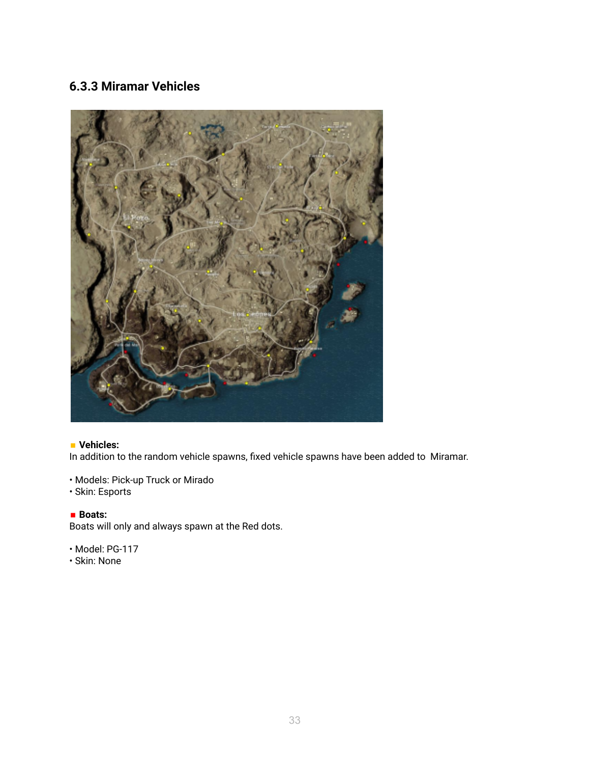### 6.3.3 Miramar Vehicles

**Vehicles:**
In addition to the random vehicle spawns, fixed vehicle spawns have been added to Miramar.

- Models: Pick-up Truck or Mirado
- Skin: Esports

**Boats:**
Boats will only and always spawn at the Red dots.

- Model: PG-117
- Skin: None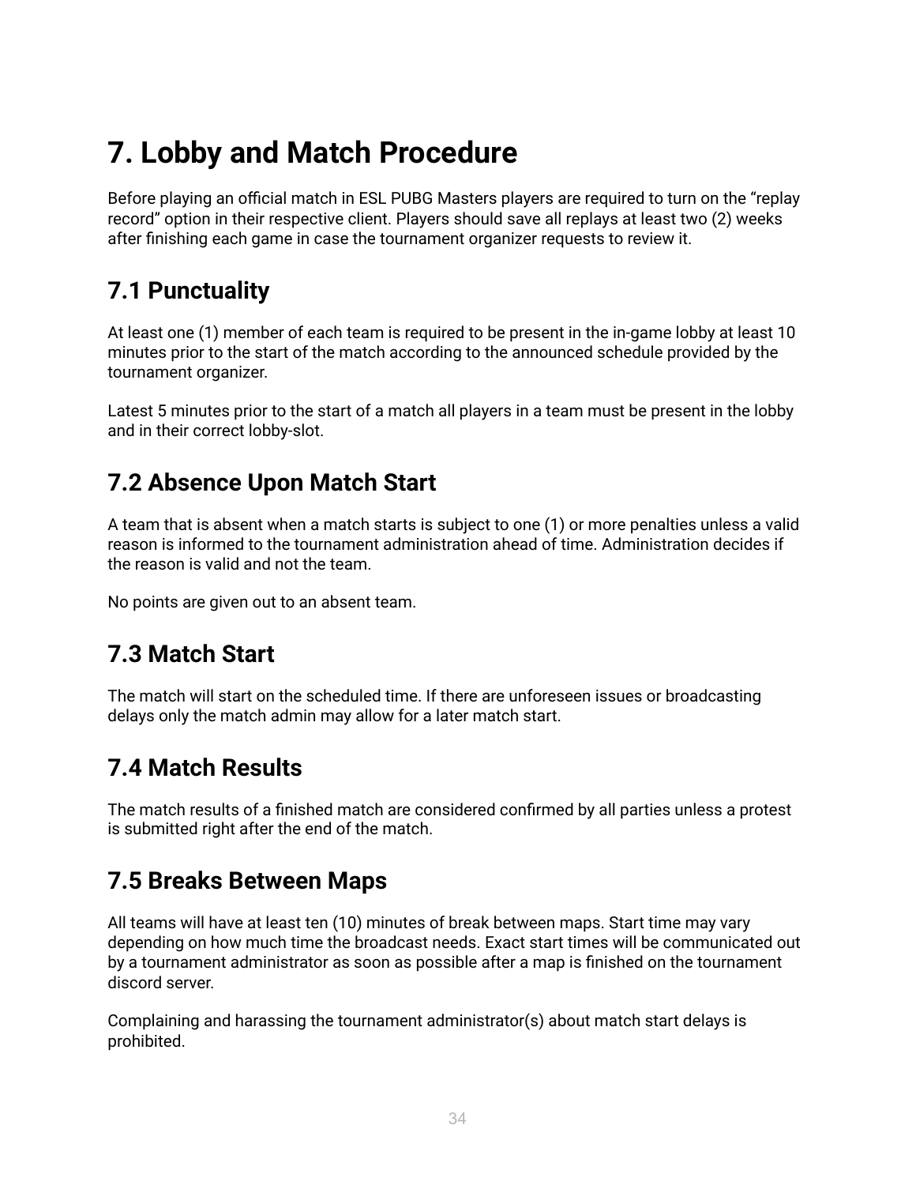# 7. Lobby and Match Procedure

Before playing an official match in ESL PUBG Masters players are required to turn on the “replay record” option in their respective client. Players should save all replays at least two (2) weeks after finishing each game in case the tournament organizer requests to review it.

## 7.1 Punctuality

At least one (1) member of each team is required to be present in the in-game lobby at least 10 minutes prior to the start of the match according to the announced schedule provided by the tournament organizer.

Latest 5 minutes prior to the start of a match all players in a team must be present in the lobby and in their correct lobby-slot.

## 7.2 Absence Upon Match Start

A team that is absent when a match starts is subject to one (1) or more penalties unless a valid reason is informed to the tournament administration ahead of time. Administration decides if the reason is valid and not the team.

No points are given out to an absent team.

## 7.3 Match Start

The match will start on the scheduled time. If there are unforeseen issues or broadcasting delays only the match admin may allow for a later match start.

## 7.4 Match Results

The match results of a finished match are considered confirmed by all parties unless a protest is submitted right after the end of the match.

## 7.5 Breaks Between Maps

All teams will have at least ten (10) minutes of break between maps. Start time may vary depending on how much time the broadcast needs. Exact start times will be communicated out by a tournament administrator as soon as possible after a map is finished on the tournament discord server.

Complaining and harassing the tournament administrator(s) about match start delays is prohibited.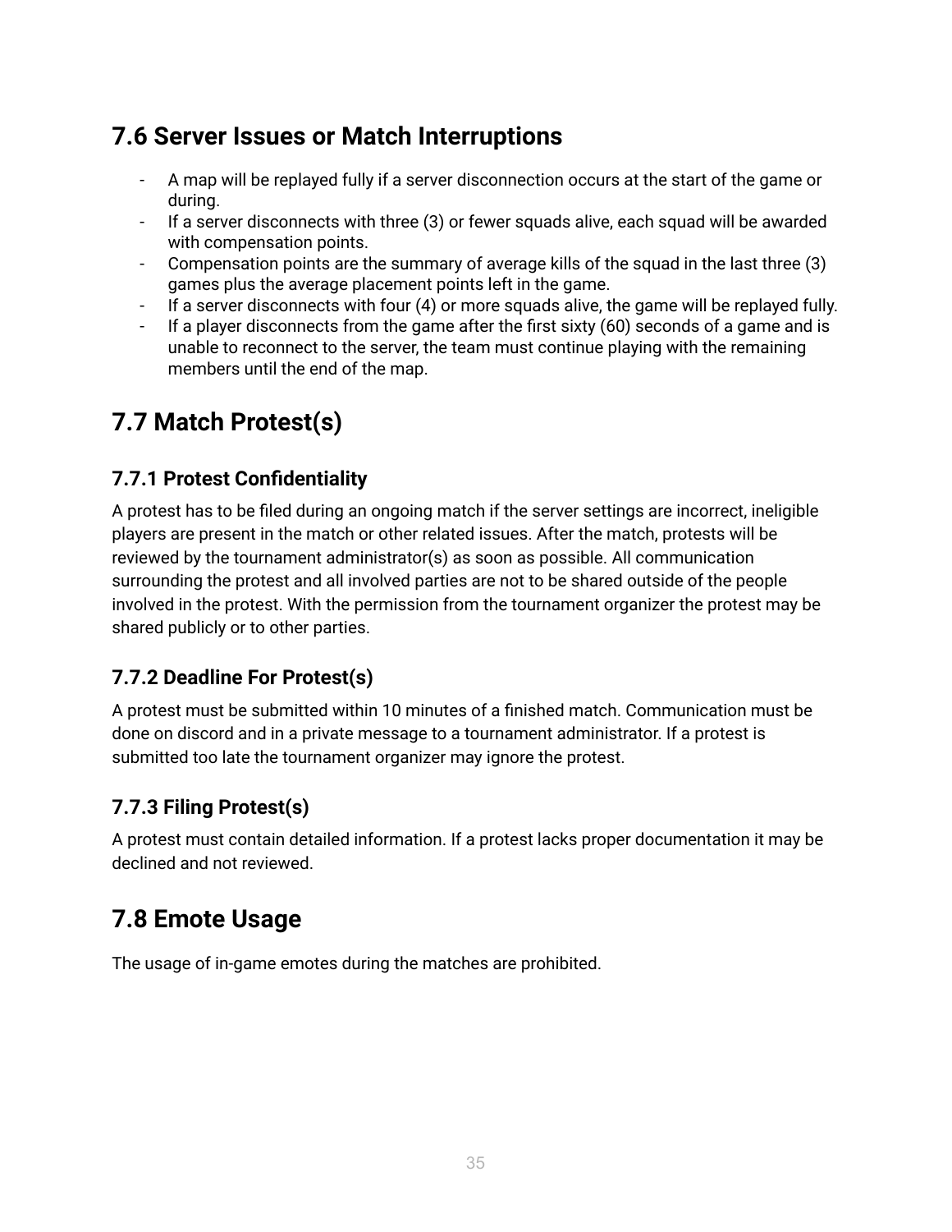## 7.6 Server Issues or Match Interruptions

- A map will be replayed fully if a server disconnection occurs at the start of the game or during.
- If a server disconnects with three (3) or fewer squads alive, each squad will be awarded with compensation points.
- Compensation points are the summary of average kills of the squad in the last three (3) games plus the average placement points left in the game.
- If a server disconnects with four (4) or more squads alive, the game will be replayed fully.
- If a player disconnects from the game after the first sixty (60) seconds of a game and is unable to reconnect to the server, the team must continue playing with the remaining members until the end of the map.

## 7.7 Match Protest(s)

### 7.7.1 Protest Confidentiality

A protest has to be filed during an ongoing match if the server settings are incorrect, ineligible players are present in the match or other related issues. After the match, protests will be reviewed by the tournament administrator(s) as soon as possible. All communication surrounding the protest and all involved parties are not to be shared outside of the people involved in the protest. With the permission from the tournament organizer the protest may be shared publicly or to other parties.

### 7.7.2 Deadline For Protest(s)

A protest must be submitted within 10 minutes of a finished match. Communication must be done on discord and in a private message to a tournament administrator. If a protest is submitted too late the tournament organizer may ignore the protest.

### 7.7.3 Filing Protest(s)

A protest must contain detailed information. If a protest lacks proper documentation it may be declined and not reviewed.

## 7.8 Emote Usage

The usage of in-game emotes during the matches are prohibited.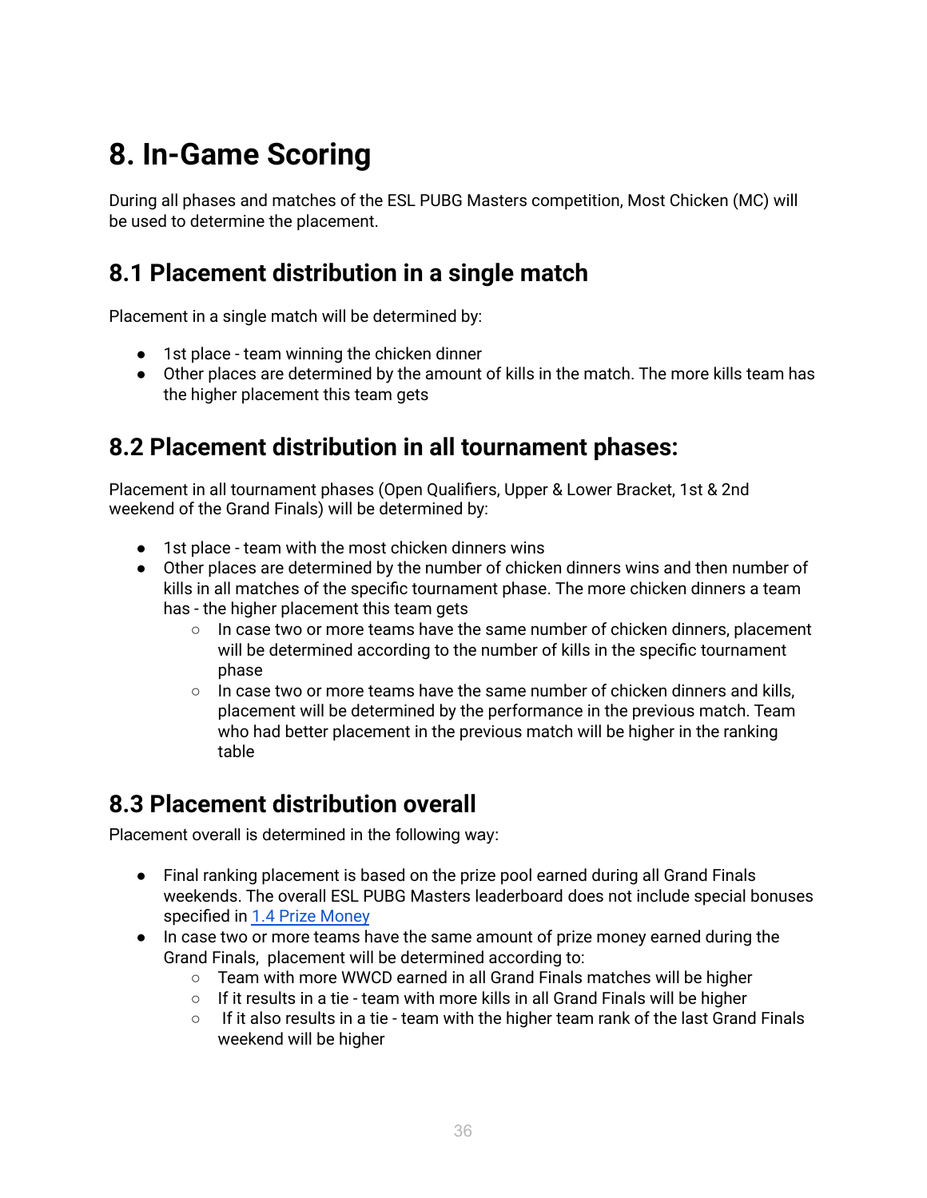# 8. In-Game Scoring

During all phases and matches of the ESL PUBG Masters competition, Most Chicken (MC) will be used to determine the placement.

## 8.1 Placement distribution in a single match

Placement in a single match will be determined by:

- 1st place - team winning the chicken dinner
- Other places are determined by the amount of kills in the match. The more kills team has the higher placement this team gets

## 8.2 Placement distribution in all tournament phases:

Placement in all tournament phases (Open Qualifiers, Upper & Lower Bracket, 1st & 2nd weekend of the Grand Finals) will be determined by:

- 1st place - team with the most chicken dinners wins
- Other places are determined by the number of chicken dinners wins and then number of kills in all matches of the specific tournament phase. The more chicken dinners a team has - the higher placement this team gets
  - In case two or more teams have the same number of chicken dinners, placement will be determined according to the number of kills in the specific tournament phase
  - In case two or more teams have the same number of chicken dinners and kills, placement will be determined by the performance in the previous match. Team who had better placement in the previous match will be higher in the ranking table

## 8.3 Placement distribution overall

Placement overall is determined in the following way:

- Final ranking placement is based on the prize pool earned during all Grand Finals weekends. The overall ESL PUBG Masters leaderboard does not include special bonuses specified in 1.4 Prize Money
- In case two or more teams have the same amount of prize money earned during the Grand Finals, placement will be determined according to:
  - Team with more WWCD earned in all Grand Finals matches will be higher
  - If it results in a tie - team with more kills in all Grand Finals will be higher
  - If it also results in a tie - team with the higher team rank of the last Grand Finals weekend will be higher